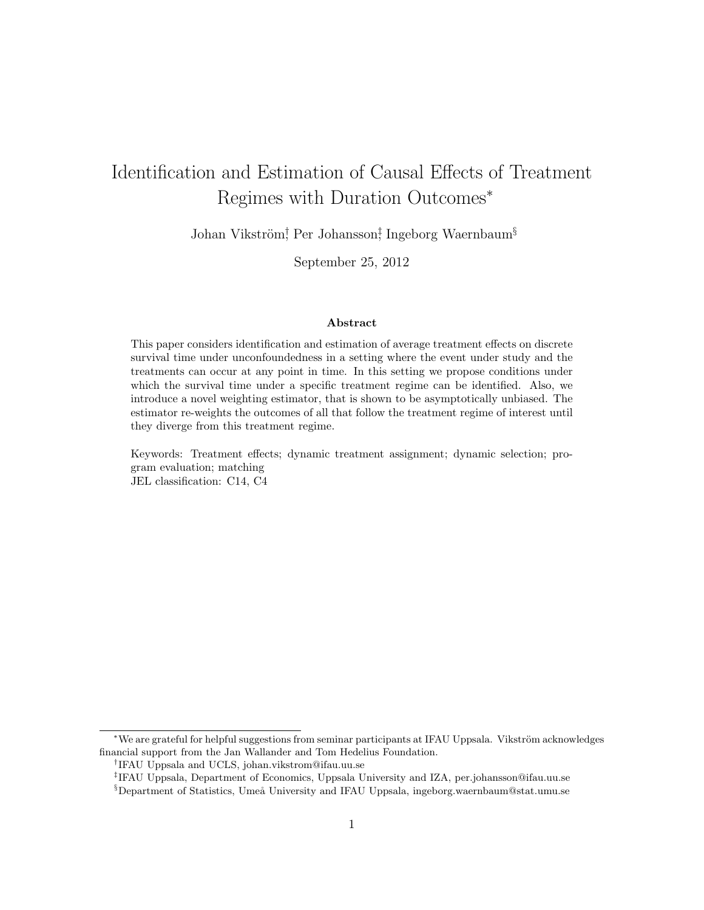# Identification and Estimation of Causal Effects of Treatment Regimes with Duration Outcomes[*]

Johan Vikström[†], Per Johansson[‡], Ingeborg Waernbaum[§]

September 25, 2012

### Abstract

This paper considers identification and estimation of average treatment effects on discrete survival time under unconfoundedness in a setting where the event under study and the treatments can occur at any point in time. In this setting we propose conditions under which the survival time under a specific treatment regime can be identified. Also, we introduce a novel weighting estimator, that is shown to be asymptotically unbiased. The estimator re-weights the outcomes of all that follow the treatment regime of interest until they diverge from this treatment regime.

Keywords: Treatment effects; dynamic treatment assignment; dynamic selection; program evaluation; matching
JEL classification: C14, C4

---

[*] We are grateful for helpful suggestions from seminar participants at IFAU Uppsala. Vikström acknowledges financial support from the Jan Wallander and Tom Hedelius Foundation.

[†] IFAU Uppsala and UCLS, johan.vikstrom@ifau.uu.se

[‡] IFAU Uppsala, Department of Economics, Uppsala University and IZA, per.johansson@ifau.uu.se

[§] Department of Statistics, Umeå University and IFAU Uppsala, ingeborg.waernbaum@stat.umu.se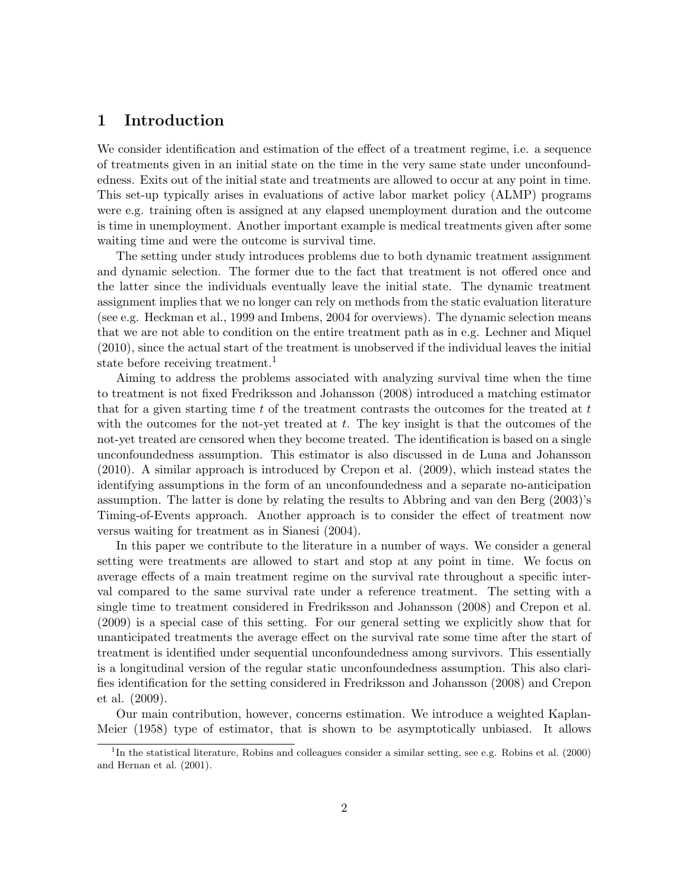# 1 Introduction

We consider identification and estimation of the effect of a treatment regime, i.e. a sequence of treatments given in an initial state on the time in the very same state under unconfoundedness. Exits out of the initial state and treatments are allowed to occur at any point in time. This set-up typically arises in evaluations of active labor market policy (ALMP) programs were e.g. training often is assigned at any elapsed unemployment duration and the outcome is time in unemployment. Another important example is medical treatments given after some waiting time and were the outcome is survival time.

The setting under study introduces problems due to both dynamic treatment assignment and dynamic selection. The former due to the fact that treatment is not offered once and the latter since the individuals eventually leave the initial state. The dynamic treatment assignment implies that we no longer can rely on methods from the static evaluation literature (see e.g. Heckman et al., 1999 and Imbens, 2004 for overviews). The dynamic selection means that we are not able to condition on the entire treatment path as in e.g. Lechner and Miquel (2010), since the actual start of the treatment is unobserved if the individual leaves the initial state before receiving treatment.[1]

Aiming to address the problems associated with analyzing survival time when the time to treatment is not fixed Fredriksson and Johansson (2008) introduced a matching estimator that for a given starting time $t$ of the treatment contrasts the outcomes for the treated at $t$ with the outcomes for the not-yet treated at $t$. The key insight is that the outcomes of the not-yet treated are censored when they become treated. The identification is based on a single unconfoundedness assumption. This estimator is also discussed in de Luna and Johansson (2010). A similar approach is introduced by Crepon et al. (2009), which instead states the identifying assumptions in the form of an unconfoundedness and a separate no-anticipation assumption. The latter is done by relating the results to Abbring and van den Berg (2003)'s Timing-of-Events approach. Another approach is to consider the effect of treatment now versus waiting for treatment as in Sianesi (2004).

In this paper we contribute to the literature in a number of ways. We consider a general setting were treatments are allowed to start and stop at any point in time. We focus on average effects of a main treatment regime on the survival rate throughout a specific interval compared to the same survival rate under a reference treatment. The setting with a single time to treatment considered in Fredriksson and Johansson (2008) and Crepon et al. (2009) is a special case of this setting. For our general setting we explicitly show that for unanticipated treatments the average effect on the survival rate some time after the start of treatment is identified under sequential unconfoundedness among survivors. This essentially is a longitudinal version of the regular static unconfoundedness assumption. This also clarifies identification for the setting considered in Fredriksson and Johansson (2008) and Crepon et al. (2009).

Our main contribution, however, concerns estimation. We introduce a weighted Kaplan-Meier (1958) type of estimator, that is shown to be asymptotically unbiased. It allows

[1] In the statistical literature, Robins and colleagues consider a similar setting, see e.g. Robins et al. (2000) and Hernan et al. (2001).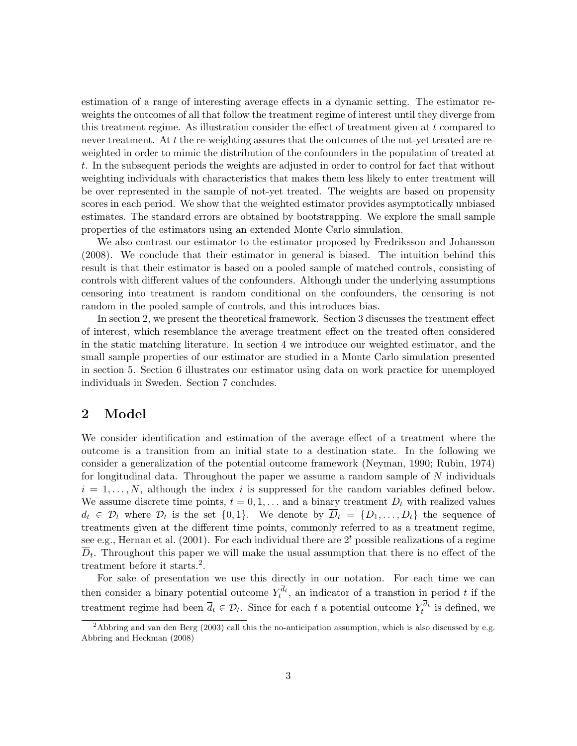estimation of a range of interesting average effects in a dynamic setting. The estimator re-weights the outcomes of all that follow the treatment regime of interest until they diverge from this treatment regime. As illustration consider the effect of treatment given at $t$ compared to never treatment. At $t$ the re-weighting assures that the outcomes of the not-yet treated are re-weighted in order to mimic the distribution of the confounders in the population of treated at $t$. In the subsequent periods the weights are adjusted in order to control for fact that without weighting individuals with characteristics that makes them less likely to enter treatment will be over represented in the sample of not-yet treated. The weights are based on propensity scores in each period. We show that the weighted estimator provides asymptotically unbiased estimates. The standard errors are obtained by bootstrapping. We explore the small sample properties of the estimators using an extended Monte Carlo simulation.

We also contrast our estimator to the estimator proposed by Fredriksson and Johansson (2008). We conclude that their estimator in general is biased. The intuition behind this result is that their estimator is based on a pooled sample of matched controls, consisting of controls with different values of the confounders. Although under the underlying assumptions censoring into treatment is random conditional on the confounders, the censoring is not random in the pooled sample of controls, and this introduces bias.

In section 2, we present the theoretical framework. Section 3 discusses the treatment effect of interest, which resemblance the average treatment effect on the treated often considered in the static matching literature. In section 4 we introduce our weighted estimator, and the small sample properties of our estimator are studied in a Monte Carlo simulation presented in section 5. Section 6 illustrates our estimator using data on work practice for unemployed individuals in Sweden. Section 7 concludes.

## 2 Model

We consider identification and estimation of the average effect of a treatment where the outcome is a transition from an initial state to a destination state. In the following we consider a generalization of the potential outcome framework (Neyman, 1990; Rubin, 1974) for longitudinal data. Throughout the paper we assume a random sample of $N$ individuals $i = 1, \ldots, N$, although the index $i$ is suppressed for the random variables defined below. We assume discrete time points, $t = 0, 1, \ldots$ and a binary treatment $D_t$ with realized values $d_t \in \mathcal{D}_t$ where $\mathcal{D}_t$ is the set $\{0, 1\}$. We denote by $\overline{D}_t = \{D_1, \ldots, D_t\}$ the sequence of treatments given at the different time points, commonly referred to as a treatment regime, see e.g., Hernan et al. (2001). For each individual there are $2^t$ possible realizations of a regime $\overline{D}_t$. Throughout this paper we will make the usual assumption that there is no effect of the treatment before it starts.[2].

For sake of presentation we use this directly in our notation. For each time we can then consider a binary potential outcome $Y_t^{\overline{d}_t}$, an indicator of a transtion in period $t$ if the treatment regime had been $\overline{d}_t \in \mathcal{D}_t$. Since for each $t$ a potential outcome $Y_t^{\overline{d}_t}$ is defined, we

[2] Abbring and van den Berg (2003) call this the no-anticipation assumption, which is also discussed by e.g. Abbring and Heckman (2008)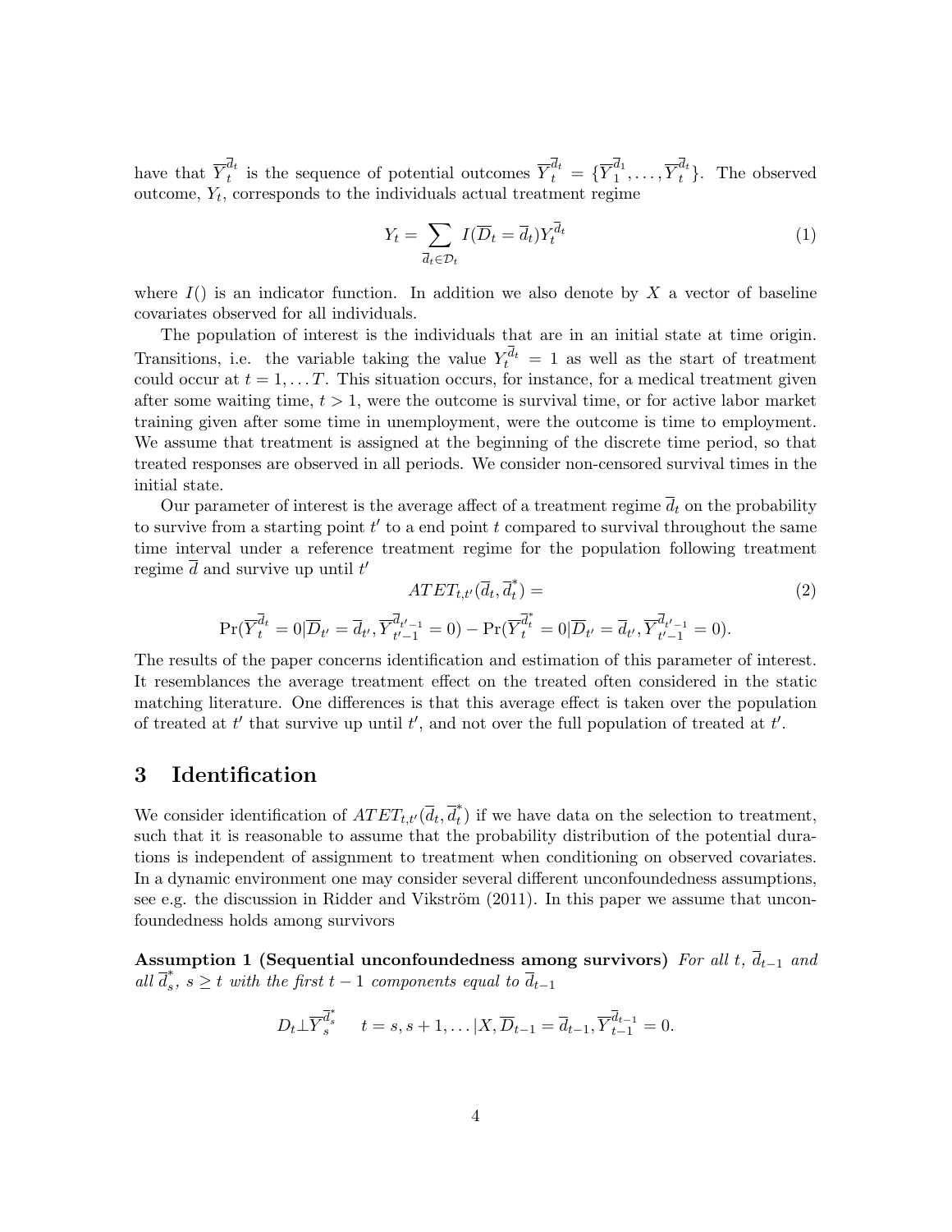have that $\overline{Y}_t^{\overline{d}_t}$ is the sequence of potential outcomes $\overline{Y}_t^{\overline{d}_t} = \{\overline{Y}_1^{\overline{d}_1}, \ldots, \overline{Y}_t^{\overline{d}_t}\}$. The observed outcome, $Y_t$, corresponds to the individuals actual treatment regime

$$Y_t = \sum_{\overline{d}_t \in \mathcal{D}_t} I(\overline{D}_t = \overline{d}_t) Y_t^{\overline{d}_t} \tag{1}$$

where $I()$ is an indicator function. In addition we also denote by $X$ a vector of baseline covariates observed for all individuals.

The population of interest is the individuals that are in an initial state at time origin. Transitions, i.e. the variable taking the value $Y_t^{\overline{d}_t} = 1$ as well as the start of treatment could occur at $t = 1, \ldots T$. This situation occurs, for instance, for a medical treatment given after some waiting time, $t > 1$, were the outcome is survival time, or for active labor market training given after some time in unemployment, were the outcome is time to employment. We assume that treatment is assigned at the beginning of the discrete time period, so that treated responses are observed in all periods. We consider non-censored survival times in the initial state.

Our parameter of interest is the average affect of a treatment regime $\overline{d}_t$ on the probability to survive from a starting point $t'$ to a end point $t$ compared to survival throughout the same time interval under a reference treatment regime for the population following treatment regime $\overline{d}$ and survive up until $t'$

$$ATET_{t,t'}(\overline{d}_t, \overline{d}_t^*) = \tag{2}$$

$$\Pr(\overline{Y}_t^{\overline{d}_t} = 0 | \overline{D}_{t'} = \overline{d}_{t'}, \overline{Y}_{t'-1}^{\overline{d}_{t'-1}} = 0) - \Pr(\overline{Y}_t^{\overline{d}_t^*} = 0 | \overline{D}_{t'} = \overline{d}_{t'}, \overline{Y}_{t'-1}^{\overline{d}_{t'-1}} = 0).$$

The results of the paper concerns identification and estimation of this parameter of interest. It resemblances the average treatment effect on the treated often considered in the static matching literature. One differences is that this average effect is taken over the population of treated at $t'$ that survive up until $t'$, and not over the full population of treated at $t'$.

# 3 Identification

We consider identification of $ATET_{t,t'}(\overline{d}_t, \overline{d}_t^*)$ if we have data on the selection to treatment, such that it is reasonable to assume that the probability distribution of the potential durations is independent of assignment to treatment when conditioning on observed covariates. In a dynamic environment one may consider several different unconfoundedness assumptions, see e.g. the discussion in Ridder and Vikström (2011). In this paper we assume that unconfoundedness holds among survivors

**Assumption 1 (Sequential unconfoundedness among survivors)** *For all $t$, $\overline{d}_{t-1}$ and all $\overline{d}_s^*$, $s \geq t$ with the first $t-1$ components equal to $\overline{d}_{t-1}$*

$$D_t \perp \overline{Y}_s^{\overline{d}_s^*} \quad t = s, s+1, \ldots | X, \overline{D}_{t-1} = \overline{d}_{t-1}, \overline{Y}_{t-1}^{\overline{d}_{t-1}} = 0.$$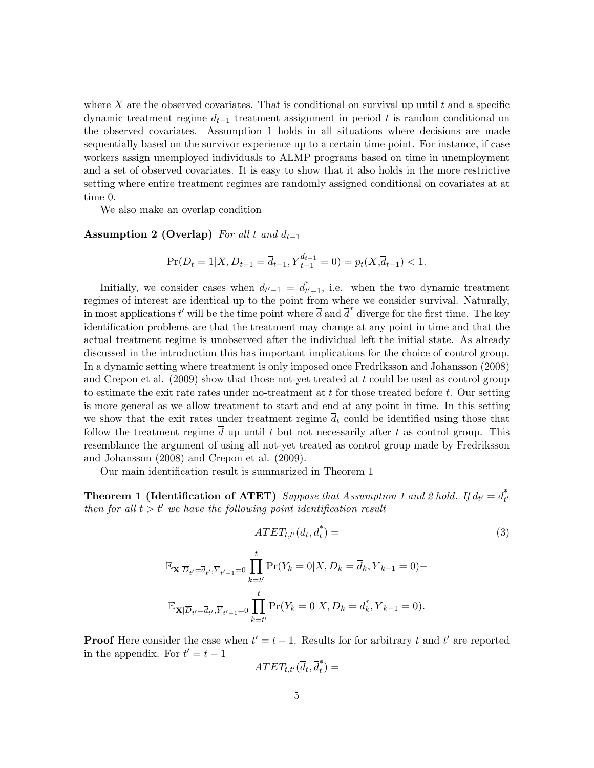where $X$ are the observed covariates. That is conditional on survival up until $t$ and a specific dynamic treatment regime $\overline{d}_{t-1}$ treatment assignment in period $t$ is random conditional on the observed covariates. Assumption 1 holds in all situations where decisions are made sequentially based on the survivor experience up to a certain time point. For instance, if case workers assign unemployed individuals to ALMP programs based on time in unemployment and a set of observed covariates. It is easy to show that it also holds in the more restrictive setting where entire treatment regimes are randomly assigned conditional on covariates at at time 0.

We also make an overlap condition

**Assumption 2 (Overlap)** *For all $t$ and $\overline{d}_{t-1}$*

$$\Pr(D_t = 1|X, \overline{D}_{t-1} = \overline{d}_{t-1}, \overline{Y}_{t-1}^{\overline{d}_{t-1}} = 0) = p_t(X, \overline{d}_{t-1}) < 1.$$

Initially, we consider cases when $\overline{d}_{t'-1} = \overline{d}^*_{t'-1}$, i.e. when the two dynamic treatment regimes of interest are identical up to the point from where we consider survival. Naturally, in most applications $t'$ will be the time point where $\overline{d}$ and $\overline{d}^*$ diverge for the first time. The key identification problems are that the treatment may change at any point in time and that the actual treatment regime is unobserved after the individual left the initial state. As already discussed in the introduction this has important implications for the choice of control group. In a dynamic setting where treatment is only imposed once Fredriksson and Johansson (2008) and Crepon et al. (2009) show that those not-yet treated at $t$ could be used as control group to estimate the exit rate rates under no-treatment at $t$ for those treated before $t$. Our setting is more general as we allow treatment to start and end at any point in time. In this setting we show that the exit rates under treatment regime $\overline{d}_t$ could be identified using those that follow the treatment regime $\overline{d}$ up until $t$ but not necessarily after $t$ as control group. This resemblance the argument of using all not-yet treated as control group made by Fredriksson and Johansson (2008) and Crepon et al. (2009).

Our main identification result is summarized in Theorem 1

**Theorem 1 (Identification of ATET)** *Suppose that Assumption 1 and 2 hold. If $\overline{d}_{t'} = \overline{d}^*_{t'}$ then for all $t > t'$ we have the following point identification result*

$$ATET_{t,t'}(\overline{d}_t, \overline{d}^*_t) = \tag{3}$$

$$\mathbb{E}_{\mathbf{X}|\overline{D}_{t'}=\overline{d}_{t'}, \overline{Y}_{t'-1}=0} \prod_{k=t'}^{t} \Pr(Y_k = 0|X, \overline{D}_k = \overline{d}_k, \overline{Y}_{k-1} = 0) -$$

$$\mathbb{E}_{\mathbf{X}|\overline{D}_{t'}=\overline{d}_{t'}, \overline{Y}_{t'-1}=0} \prod_{k=t'}^{t} \Pr(Y_k = 0|X, \overline{D}_k = \overline{d}^*_k, \overline{Y}_{k-1} = 0).$$

**Proof** Here consider the case when $t' = t - 1$. Results for for arbitrary $t$ and $t'$ are reported in the appendix. For $t' = t - 1$

$$ATET_{t,t'}(\overline{d}_t, \overline{d}^*_t) =$$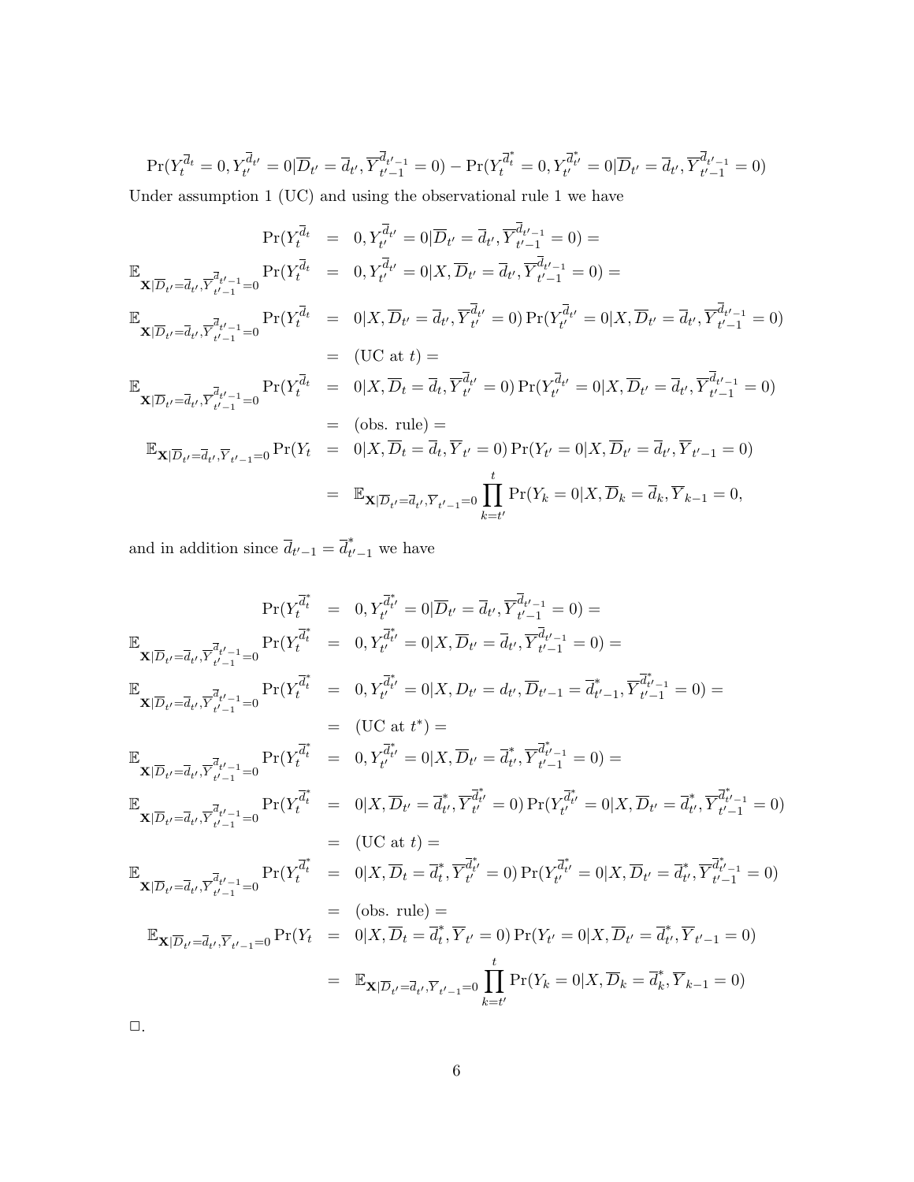$$\Pr(Y_t^{\overline{d}_t} = 0, Y_{t'}^{\overline{d}_{t'}} = 0 | \overline{D}_{t'} = \overline{d}_{t'}, \overline{Y}_{t'-1}^{\overline{d}_{t'-1}} = 0) - \Pr(Y_t^{\overline{d}_t^*} = 0, Y_{t'}^{\overline{d}_{t'}^*} = 0 | \overline{D}_{t'} = \overline{d}_{t'}, \overline{Y}_{t'-1}^{\overline{d}_{t'-1}} = 0)$$

Under assumption 1 (UC) and using the observational rule 1 we have

$$\begin{aligned}
\Pr(Y_t^{\overline{d}_t} &= 0, Y_{t'}^{\overline{d}_{t'}} = 0 | \overline{D}_{t'} = \overline{d}_{t'}, \overline{Y}_{t'-1}^{\overline{d}_{t'-1}} = 0) = \\
\mathbb{E}_{\mathbf{X}|\overline{D}_{t'} = \overline{d}_{t'}, \overline{Y}_{t'-1}^{\overline{d}_{t'-1}} = 0} \Pr(Y_t^{\overline{d}_t} &= 0, Y_{t'}^{\overline{d}_{t'}} = 0 | X, \overline{D}_{t'} = \overline{d}_{t'}, \overline{Y}_{t'-1}^{\overline{d}_{t'-1}} = 0) = \\
\mathbb{E}_{\mathbf{X}|\overline{D}_{t'} = \overline{d}_{t'}, \overline{Y}_{t'-1}^{\overline{d}_{t'-1}} = 0} \Pr(Y_t^{\overline{d}_t} &= 0 | X, \overline{D}_{t'} = \overline{d}_{t'}, \overline{Y}_{t'}^{\overline{d}_{t'}} = 0) \Pr(Y_{t'}^{\overline{d}_{t'}} = 0 | X, \overline{D}_{t'} = \overline{d}_{t'}, \overline{Y}_{t'-1}^{\overline{d}_{t'-1}} = 0) \\
&= (\text{UC at } t) = \\
\mathbb{E}_{\mathbf{X}|\overline{D}_{t'} = \overline{d}_{t'}, \overline{Y}_{t'-1}^{\overline{d}_{t'-1}} = 0} \Pr(Y_t^{\overline{d}_t} &= 0 | X, \overline{D}_t = \overline{d}_t, \overline{Y}_{t'}^{\overline{d}_{t'}} = 0) \Pr(Y_{t'}^{\overline{d}_{t'}} = 0 | X, \overline{D}_{t'} = \overline{d}_{t'}, \overline{Y}_{t'-1}^{\overline{d}_{t'-1}} = 0) \\
&= (\text{obs. rule}) = \\
\mathbb{E}_{\mathbf{X}|\overline{D}_{t'} = \overline{d}_{t'}, \overline{Y}_{t'-1} = 0} \Pr(Y_t &= 0 | X, \overline{D}_t = \overline{d}_t, \overline{Y}_{t'} = 0) \Pr(Y_{t'} = 0 | X, \overline{D}_{t'} = \overline{d}_{t'}, \overline{Y}_{t'-1} = 0) \\
&= \mathbb{E}_{\mathbf{X}|\overline{D}_{t'} = \overline{d}_{t'}, \overline{Y}_{t'-1} = 0} \prod_{k=t'}^{t} \Pr(Y_k = 0 | X, \overline{D}_k = \overline{d}_k, \overline{Y}_{k-1} = 0,
\end{aligned}$$

and in addition since $\overline{d}_{t'-1} = \overline{d}_{t'-1}^*$ we have

$$\begin{aligned}
\Pr(Y_t^{\overline{d}_t^*} &= 0, Y_{t'}^{\overline{d}_{t'}^*} = 0 | \overline{D}_{t'} = \overline{d}_{t'}, \overline{Y}_{t'-1}^{\overline{d}_{t'-1}} = 0) = \\
\mathbb{E}_{\mathbf{X}|\overline{D}_{t'} = \overline{d}_{t'}, \overline{Y}_{t'-1}^{\overline{d}_{t'-1}} = 0} \Pr(Y_t^{\overline{d}_t^*} &= 0, Y_{t'}^{\overline{d}_{t'}^*} = 0 | X, \overline{D}_{t'} = \overline{d}_{t'}, \overline{Y}_{t'-1}^{\overline{d}_{t'-1}} = 0) = \\
\mathbb{E}_{\mathbf{X}|\overline{D}_{t'} = \overline{d}_{t'}, \overline{Y}_{t'-1}^{\overline{d}_{t'-1}} = 0} \Pr(Y_t^{\overline{d}_t^*} &= 0, Y_{t'}^{\overline{d}_{t'}^*} = 0 | X, D_{t'} = d_{t'}, \overline{D}_{t'-1} = \overline{d}_{t'-1}^*, \overline{Y}_{t'-1}^{\overline{d}_{t'-1}^*} = 0) = \\
&= (\text{UC at } t^*) = \\
\mathbb{E}_{\mathbf{X}|\overline{D}_{t'} = \overline{d}_{t'}, \overline{Y}_{t'-1}^{\overline{d}_{t'-1}} = 0} \Pr(Y_t^{\overline{d}_t^*} &= 0, Y_{t'}^{\overline{d}_{t'}^*} = 0 | X, \overline{D}_{t'} = \overline{d}_{t'}^*, \overline{Y}_{t'-1}^{\overline{d}_{t'-1}^*} = 0) = \\
\mathbb{E}_{\mathbf{X}|\overline{D}_{t'} = \overline{d}_{t'}, \overline{Y}_{t'-1}^{\overline{d}_{t'-1}} = 0} \Pr(Y_t^{\overline{d}_t^*} &= 0 | X, \overline{D}_{t'} = \overline{d}_{t'}^*, \overline{Y}_{t'}^{\overline{d}_{t'}^*} = 0) \Pr(Y_{t'}^{\overline{d}_{t'}^*} = 0 | X, \overline{D}_{t'} = \overline{d}_{t'}^*, \overline{Y}_{t'-1}^{\overline{d}_{t'-1}^*} = 0) \\
&= (\text{UC at } t) = \\
\mathbb{E}_{\mathbf{X}|\overline{D}_{t'} = \overline{d}_{t'}, \overline{Y}_{t'-1}^{\overline{d}_{t'-1}} = 0} \Pr(Y_t^{\overline{d}_t^*} &= 0 | X, \overline{D}_t = \overline{d}_t^*, \overline{Y}_{t'}^{\overline{d}_{t'}^*} = 0) \Pr(Y_{t'}^{\overline{d}_{t'}^*} = 0 | X, \overline{D}_{t'} = \overline{d}_{t'}^*, \overline{Y}_{t'-1}^{\overline{d}_{t'-1}^*} = 0) \\
&= (\text{obs. rule}) = \\
\mathbb{E}_{\mathbf{X}|\overline{D}_{t'} = \overline{d}_{t'}, \overline{Y}_{t'-1} = 0} \Pr(Y_t &= 0 | X, \overline{D}_t = \overline{d}_t^*, \overline{Y}_{t'} = 0) \Pr(Y_{t'} = 0 | X, \overline{D}_{t'} = \overline{d}_{t'}^*, \overline{Y}_{t'-1} = 0) \\
&= \mathbb{E}_{\mathbf{X}|\overline{D}_{t'} = \overline{d}_{t'}, \overline{Y}_{t'-1} = 0} \prod_{k=t'}^{t} \Pr(Y_k = 0 | X, \overline{D}_k = \overline{d}_k^*, \overline{Y}_{k-1} = 0)
\end{aligned}$$

$\square$.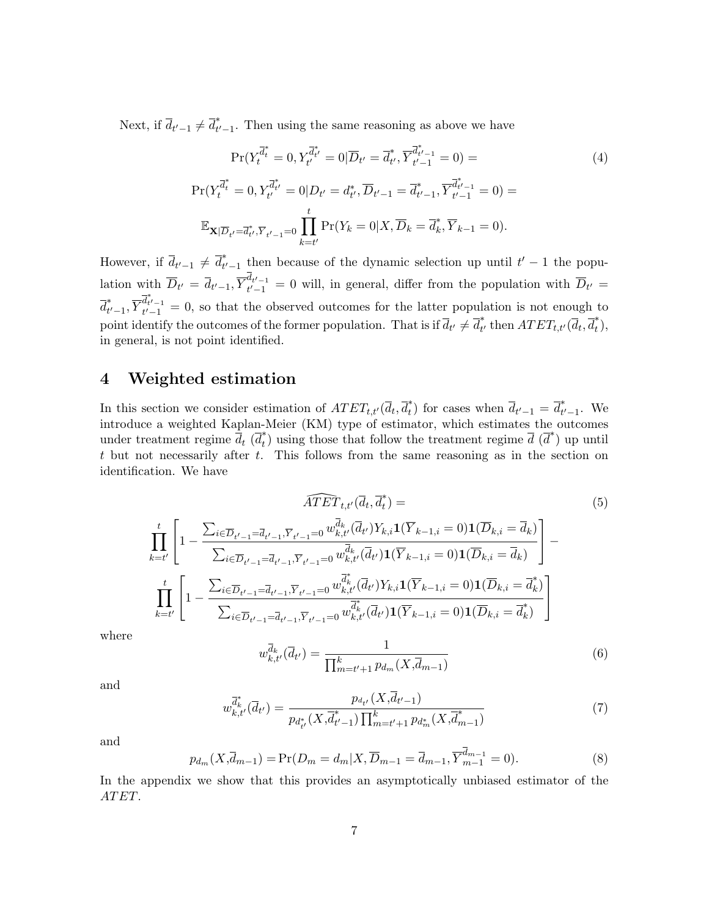Next, if $\overline{d}_{t'-1} \neq \overline{d}^*_{t'-1}$. Then using the same reasoning as above we have

$$\Pr(Y_t^{\overline{d}^*_t} = 0, Y_{t'}^{\overline{d}^*_{t'}} = 0 | \overline{D}_{t'} = \overline{d}^*_{t'}, \overline{Y}_{t'-1}^{\overline{d}^*_{t'-1}} = 0) = \tag{4}$$

$$\Pr(Y_t^{\overline{d}^*_t} = 0, Y_{t'}^{\overline{d}^*_{t'}} = 0 | D_{t'} = d^*_{t'}, \overline{D}_{t'-1} = \overline{d}^*_{t'-1}, \overline{Y}_{t'-1}^{\overline{d}^*_{t'-1}} = 0) =$$

$$\mathbb{E}_{\mathbf{X}|\overline{D}_{t'}=\overline{d}^*_{t'}, \overline{Y}_{t'-1}=0} \prod_{k=t'}^{t} \Pr(Y_k = 0 | X, \overline{D}_k = \overline{d}^*_k, \overline{Y}_{k-1} = 0).$$

However, if $\overline{d}_{t'-1} \neq \overline{d}^*_{t'-1}$ then because of the dynamic selection up until $t'-1$ the population with $\overline{D}_{t'} = \overline{d}_{t'-1}, \overline{Y}_{t'-1}^{\overline{d}_{t'-1}} = 0$ will, in general, differ from the population with $\overline{D}_{t'} = \overline{d}^*_{t'-1}, \overline{Y}_{t'-1}^{\overline{d}^*_{t'-1}} = 0$, so that the observed outcomes for the latter population is not enough to point identify the outcomes of the former population. That is if $\overline{d}_{t'} \neq \overline{d}^*_{t'}$ then $ATET_{t,t'}(\overline{d}_t, \overline{d}^*_t)$, in general, is not point identified.

## 4 Weighted estimation

In this section we consider estimation of $ATET_{t,t'}(\overline{d}_t, \overline{d}^*_t)$ for cases when $\overline{d}_{t'-1} = \overline{d}^*_{t'-1}$. We introduce a weighted Kaplan-Meier (KM) type of estimator, which estimates the outcomes under treatment regime $\overline{d}_t$ ($\overline{d}^*_t$) using those that follow the treatment regime $\overline{d}$ ($\overline{d}^*$) up until $t$ but not necessarily after $t$. This follows from the same reasoning as in the section on identification. We have

$$\widehat{ATET}_{t,t'}(\overline{d}_t, \overline{d}^*_t) = \tag{5}$$

$$\prod_{k=t'}^{t} \left[ 1 - \frac{\sum_{i \in \overline{D}_{t'-1} = \overline{d}_{t'-1}, \overline{Y}_{t'-1}=0} w_{k,t'}^{\overline{d}_k}(\overline{d}_{t'}) Y_{k,i} \mathbf{1}(\overline{Y}_{k-1,i} = 0) \mathbf{1}(\overline{D}_{k,i} = \overline{d}_k)}{\sum_{i \in \overline{D}_{t'-1} = \overline{d}_{t'-1}, \overline{Y}_{t'-1}=0} w_{k,t'}^{\overline{d}_k}(\overline{d}_{t'}) \mathbf{1}(\overline{Y}_{k-1,i} = 0) \mathbf{1}(\overline{D}_{k,i} = \overline{d}_k)} \right] -$$

$$\prod_{k=t'}^{t} \left[ 1 - \frac{\sum_{i \in \overline{D}_{t'-1} = \overline{d}_{t'-1}, \overline{Y}_{t'-1}=0} w_{k,t'}^{\overline{d}^*_k}(\overline{d}_{t'}) Y_{k,i} \mathbf{1}(\overline{Y}_{k-1,i} = 0) \mathbf{1}(\overline{D}_{k,i} = \overline{d}^*_k)}{\sum_{i \in \overline{D}_{t'-1} = \overline{d}_{t'-1}, \overline{Y}_{t'-1}=0} w_{k,t'}^{\overline{d}^*_k}(\overline{d}_{t'}) \mathbf{1}(\overline{Y}_{k-1,i} = 0) \mathbf{1}(\overline{D}_{k,i} = \overline{d}^*_k)} \right]$$

where

$$w_{k,t'}^{\overline{d}_k}(\overline{d}_{t'}) = \frac{1}{\prod_{m=t'+1}^{k} p_{d_m}(X, \overline{d}_{m-1})} \tag{6}$$

and

$$w_{k,t'}^{\overline{d}^*_k}(\overline{d}_{t'}) = \frac{p_{d_{t'}}(X, \overline{d}_{t'-1})}{p_{d^*_{t'}}(X, \overline{d}^*_{t'-1}) \prod_{m=t'+1}^{k} p_{d^*_m}(X, \overline{d}^*_{m-1})} \tag{7}$$

and

$$p_{d_m}(X, \overline{d}_{m-1}) = \Pr(D_m = d_m | X, \overline{D}_{m-1} = \overline{d}_{m-1}, \overline{Y}_{m-1}^{\overline{d}_{m-1}} = 0). \tag{8}$$

In the appendix we show that this provides an asymptotically unbiased estimator of the $ATET$.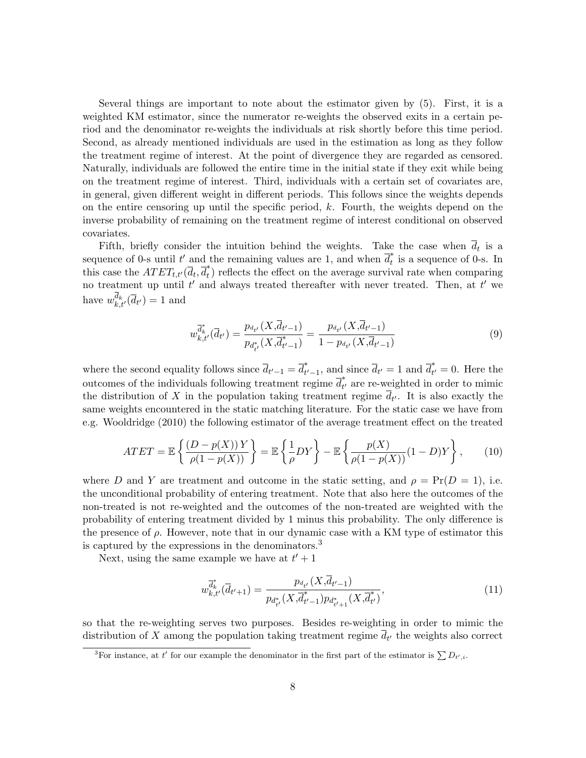Several things are important to note about the estimator given by (5). First, it is a weighted KM estimator, since the numerator re-weights the observed exits in a certain period and the denominator re-weights the individuals at risk shortly before this time period. Second, as already mentioned individuals are used in the estimation as long as they follow the treatment regime of interest. At the point of divergence they are regarded as censored. Naturally, individuals are followed the entire time in the initial state if they exit while being on the treatment regime of interest. Third, individuals with a certain set of covariates are, in general, given different weight in different periods. This follows since the weights depends on the entire censoring up until the specific period, $k$. Fourth, the weights depend on the inverse probability of remaining on the treatment regime of interest conditional on observed covariates.

Fifth, briefly consider the intuition behind the weights. Take the case when $\overline{d}_t$ is a sequence of 0-s until $t'$ and the remaining values are 1, and when $\overline{d}_t^*$ is a sequence of 0-s. In this case the $ATET_{t,t'}(\overline{d}_t, \overline{d}_t^*)$ reflects the effect on the average survival rate when comparing no treatment up until $t'$ and always treated thereafter with never treated. Then, at $t'$ we have $w_{k,t'}^{\overline{d}_k}(\overline{d}_{t'}) = 1$ and

$$w_{k,t'}^{\overline{d}_k^*}(\overline{d}_{t'}) = \frac{p_{d_{t'}}(X,\overline{d}_{t'-1})}{p_{d_{t'}^*}(X,\overline{d}_{t'-1}^*)} = \frac{p_{d_{t'}}(X,\overline{d}_{t'-1})}{1 - p_{d_{t'}}(X,\overline{d}_{t'-1})} \tag{9}$$

where the second equality follows since $\overline{d}_{t'-1} = \overline{d}_{t'-1}^*$, and since $\overline{d}_{t'} = 1$ and $\overline{d}_{t'}^* = 0$. Here the outcomes of the individuals following treatment regime $\overline{d}_{t'}^*$ are re-weighted in order to mimic the distribution of $X$ in the population taking treatment regime $\overline{d}_{t'}$. It is also exactly the same weights encountered in the static matching literature. For the static case we have from e.g. Wooldridge (2010) the following estimator of the average treatment effect on the treated

$$ATET = \mathbb{E}\left\{\frac{(D - p(X))\,Y}{\rho(1 - p(X))}\right\} = \mathbb{E}\left\{\frac{1}{\rho}DY\right\} - \mathbb{E}\left\{\frac{p(X)}{\rho(1 - p(X))}(1 - D)Y\right\}, \tag{10}$$

where $D$ and $Y$ are treatment and outcome in the static setting, and $\rho = \Pr(D = 1)$, i.e. the unconditional probability of entering treatment. Note that also here the outcomes of the non-treated is not re-weighted and the outcomes of the non-treated are weighted with the probability of entering treatment divided by 1 minus this probability. The only difference is the presence of $\rho$. However, note that in our dynamic case with a KM type of estimator this is captured by the expressions in the denominators.[3]

Next, using the same example we have at $t' + 1$

$$w_{k,t'}^{\overline{d}_k^*}(\overline{d}_{t'+1}) = \frac{p_{d_{t'}}(X,\overline{d}_{t'-1})}{p_{d_{t'}^*}(X,\overline{d}_{t'-1}^*)\,p_{d_{t'+1}^*}(X,\overline{d}_{t'}^*)}, \tag{11}$$

so that the re-weighting serves two purposes. Besides re-weighting in order to mimic the distribution of $X$ among the population taking treatment regime $\overline{d}_{t'}$ the weights also correct

[3] For instance, at $t'$ for our example the denominator in the first part of the estimator is $\sum D_{t',i}$.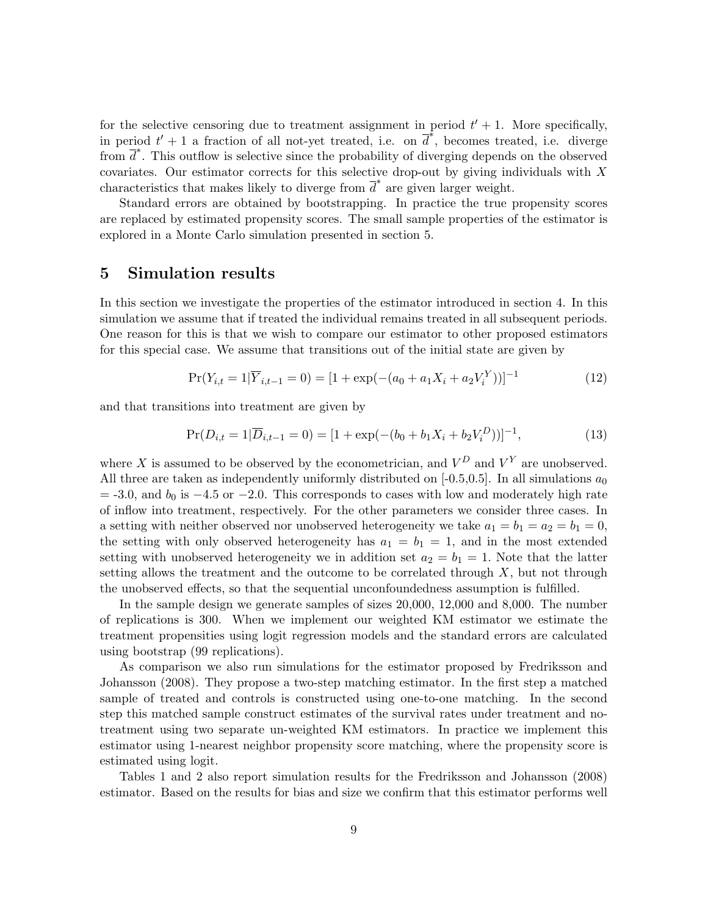for the selective censoring due to treatment assignment in period $t'+1$. More specifically, in period $t'+1$ a fraction of all not-yet treated, i.e. on $\overline{d}^*$, becomes treated, i.e. diverge from $\overline{d}^*$. This outflow is selective since the probability of diverging depends on the observed covariates. Our estimator corrects for this selective drop-out by giving individuals with $X$ characteristics that makes likely to diverge from $\overline{d}^*$ are given larger weight.

Standard errors are obtained by bootstrapping. In practice the true propensity scores are replaced by estimated propensity scores. The small sample properties of the estimator is explored in a Monte Carlo simulation presented in section 5.

# 5 Simulation results

In this section we investigate the properties of the estimator introduced in section 4. In this simulation we assume that if treated the individual remains treated in all subsequent periods. One reason for this is that we wish to compare our estimator to other proposed estimators for this special case. We assume that transitions out of the initial state are given by

$$\Pr(Y_{i,t}=1|\overline{Y}_{i,t-1}=0) = [1+\exp(-(a_0+a_1X_i+a_2V_i^Y))]^{-1} \tag{12}$$

and that transitions into treatment are given by

$$\Pr(D_{i,t}=1|\overline{D}_{i,t-1}=0) = [1+\exp(-(b_0+b_1X_i+b_2V_i^D))]^{-1}, \tag{13}$$

where $X$ is assumed to be observed by the econometrician, and $V^D$ and $V^Y$ are unobserved. All three are taken as independently uniformly distributed on [-0.5,0.5]. In all simulations $a_0$ = -3.0, and $b_0$ is $-4.5$ or $-2.0$. This corresponds to cases with low and moderately high rate of inflow into treatment, respectively. For the other parameters we consider three cases. In a setting with neither observed nor unobserved heterogeneity we take $a_1 = b_1 = a_2 = b_1 = 0$, the setting with only observed heterogeneity has $a_1 = b_1 = 1$, and in the most extended setting with unobserved heterogeneity we in addition set $a_2 = b_1 = 1$. Note that the latter setting allows the treatment and the outcome to be correlated through $X$, but not through the unobserved effects, so that the sequential unconfoundedness assumption is fulfilled.

In the sample design we generate samples of sizes 20,000, 12,000 and 8,000. The number of replications is 300. When we implement our weighted KM estimator we estimate the treatment propensities using logit regression models and the standard errors are calculated using bootstrap (99 replications).

As comparison we also run simulations for the estimator proposed by Fredriksson and Johansson (2008). They propose a two-step matching estimator. In the first step a matched sample of treated and controls is constructed using one-to-one matching. In the second step this matched sample construct estimates of the survival rates under treatment and no-treatment using two separate un-weighted KM estimators. In practice we implement this estimator using 1-nearest neighbor propensity score matching, where the propensity score is estimated using logit.

Tables 1 and 2 also report simulation results for the Fredriksson and Johansson (2008) estimator. Based on the results for bias and size we confirm that this estimator performs well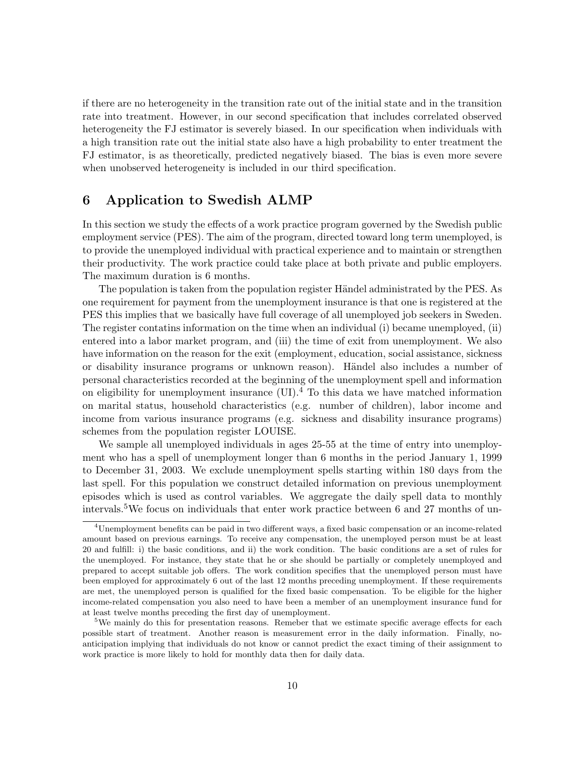if there are no heterogeneity in the transition rate out of the initial state and in the transition rate into treatment. However, in our second specification that includes correlated observed heterogeneity the FJ estimator is severely biased. In our specification when individuals with a high transition rate out the initial state also have a high probability to enter treatment the FJ estimator, is as theoretically, predicted negatively biased. The bias is even more severe when unobserved heterogeneity is included in our third specification.

## 6 Application to Swedish ALMP

In this section we study the effects of a work practice program governed by the Swedish public employment service (PES). The aim of the program, directed toward long term unemployed, is to provide the unemployed individual with practical experience and to maintain or strengthen their productivity. The work practice could take place at both private and public employers. The maximum duration is 6 months.

The population is taken from the population register Händel administrated by the PES. As one requirement for payment from the unemployment insurance is that one is registered at the PES this implies that we basically have full coverage of all unemployed job seekers in Sweden. The register contatins information on the time when an individual (i) became unemployed, (ii) entered into a labor market program, and (iii) the time of exit from unemployment. We also have information on the reason for the exit (employment, education, social assistance, sickness or disability insurance programs or unknown reason). Händel also includes a number of personal characteristics recorded at the beginning of the unemployment spell and information on eligibility for unemployment insurance (UI).[4] To this data we have matched information on marital status, household characteristics (e.g. number of children), labor income and income from various insurance programs (e.g. sickness and disability insurance programs) schemes from the population register LOUISE.

We sample all unemployed individuals in ages 25-55 at the time of entry into unemployment who has a spell of unemployment longer than 6 months in the period January 1, 1999 to December 31, 2003. We exclude unemployment spells starting within 180 days from the last spell. For this population we construct detailed information on previous unemployment episodes which is used as control variables. We aggregate the daily spell data to monthly intervals.[5]We focus on individuals that enter work practice between 6 and 27 months of un-

---

[4]Unemployment benefits can be paid in two different ways, a fixed basic compensation or an income-related amount based on previous earnings. To receive any compensation, the unemployed person must be at least 20 and fulfill: i) the basic conditions, and ii) the work condition. The basic conditions are a set of rules for the unemployed. For instance, they state that he or she should be partially or completely unemployed and prepared to accept suitable job offers. The work condition specifies that the unemployed person must have been employed for approximately 6 out of the last 12 months preceding unemployment. If these requirements are met, the unemployed person is qualified for the fixed basic compensation. To be eligible for the higher income-related compensation you also need to have been a member of an unemployment insurance fund for at least twelve months preceding the first day of unemployment.

[5]We mainly do this for presentation reasons. Remeber that we estimate specific average effects for each possible start of treatment. Another reason is measurement error in the daily information. Finally, no-anticipation implying that individuals do not know or cannot predict the exact timing of their assignment to work practice is more likely to hold for monthly data then for daily data.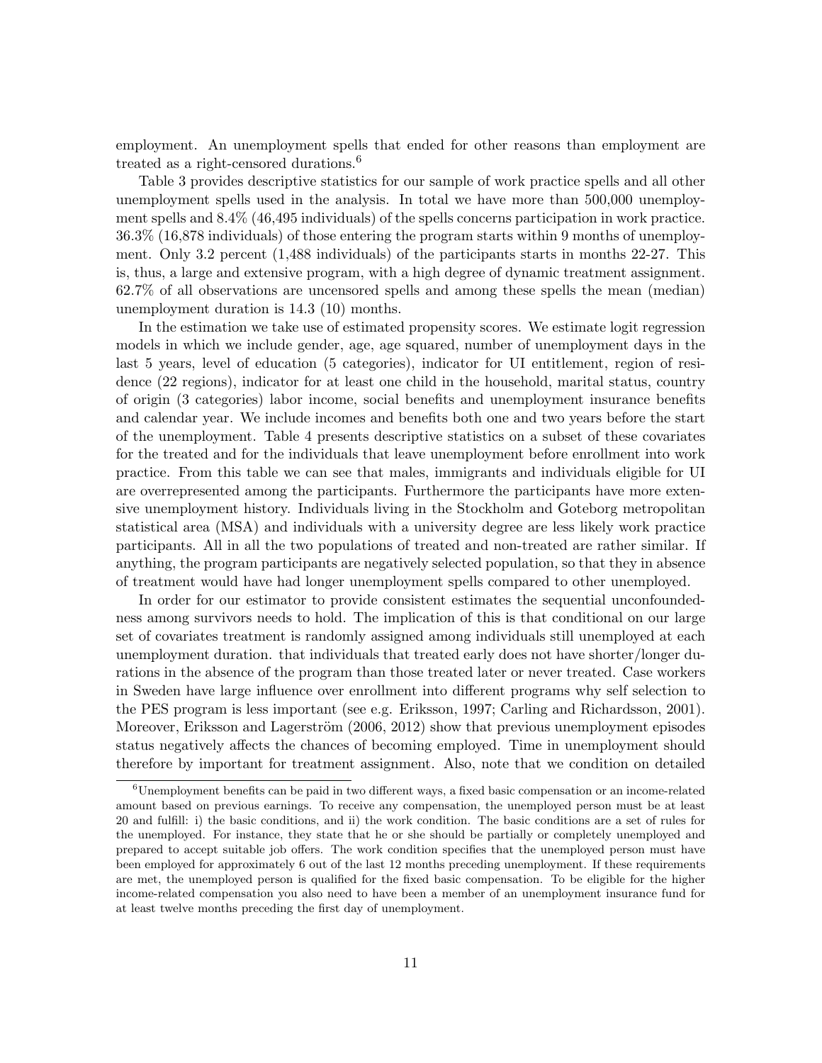employment. An unemployment spells that ended for other reasons than employment are treated as a right-censored durations.[6]

Table 3 provides descriptive statistics for our sample of work practice spells and all other unemployment spells used in the analysis. In total we have more than 500,000 unemployment spells and 8.4% (46,495 individuals) of the spells concerns participation in work practice. 36.3% (16,878 individuals) of those entering the program starts within 9 months of unemployment. Only 3.2 percent (1,488 individuals) of the participants starts in months 22-27. This is, thus, a large and extensive program, with a high degree of dynamic treatment assignment. 62.7% of all observations are uncensored spells and among these spells the mean (median) unemployment duration is 14.3 (10) months.

In the estimation we take use of estimated propensity scores. We estimate logit regression models in which we include gender, age, age squared, number of unemployment days in the last 5 years, level of education (5 categories), indicator for UI entitlement, region of residence (22 regions), indicator for at least one child in the household, marital status, country of origin (3 categories) labor income, social benefits and unemployment insurance benefits and calendar year. We include incomes and benefits both one and two years before the start of the unemployment. Table 4 presents descriptive statistics on a subset of these covariates for the treated and for the individuals that leave unemployment before enrollment into work practice. From this table we can see that males, immigrants and individuals eligible for UI are overrepresented among the participants. Furthermore the participants have more extensive unemployment history. Individuals living in the Stockholm and Goteborg metropolitan statistical area (MSA) and individuals with a university degree are less likely work practice participants. All in all the two populations of treated and non-treated are rather similar. If anything, the program participants are negatively selected population, so that they in absence of treatment would have had longer unemployment spells compared to other unemployed.

In order for our estimator to provide consistent estimates the sequential unconfoundedness among survivors needs to hold. The implication of this is that conditional on our large set of covariates treatment is randomly assigned among individuals still unemployed at each unemployment duration. that individuals that treated early does not have shorter/longer durations in the absence of the program than those treated later or never treated. Case workers in Sweden have large influence over enrollment into different programs why self selection to the PES program is less important (see e.g. Eriksson, 1997; Carling and Richardsson, 2001). Moreover, Eriksson and Lagerström (2006, 2012) show that previous unemployment episodes status negatively affects the chances of becoming employed. Time in unemployment should therefore by important for treatment assignment. Also, note that we condition on detailed

[6] Unemployment benefits can be paid in two different ways, a fixed basic compensation or an income-related amount based on previous earnings. To receive any compensation, the unemployed person must be at least 20 and fulfill: i) the basic conditions, and ii) the work condition. The basic conditions are a set of rules for the unemployed. For instance, they state that he or she should be partially or completely unemployed and prepared to accept suitable job offers. The work condition specifies that the unemployed person must have been employed for approximately 6 out of the last 12 months preceding unemployment. If these requirements are met, the unemployed person is qualified for the fixed basic compensation. To be eligible for the higher income-related compensation you also need to have been a member of an unemployment insurance fund for at least twelve months preceding the first day of unemployment.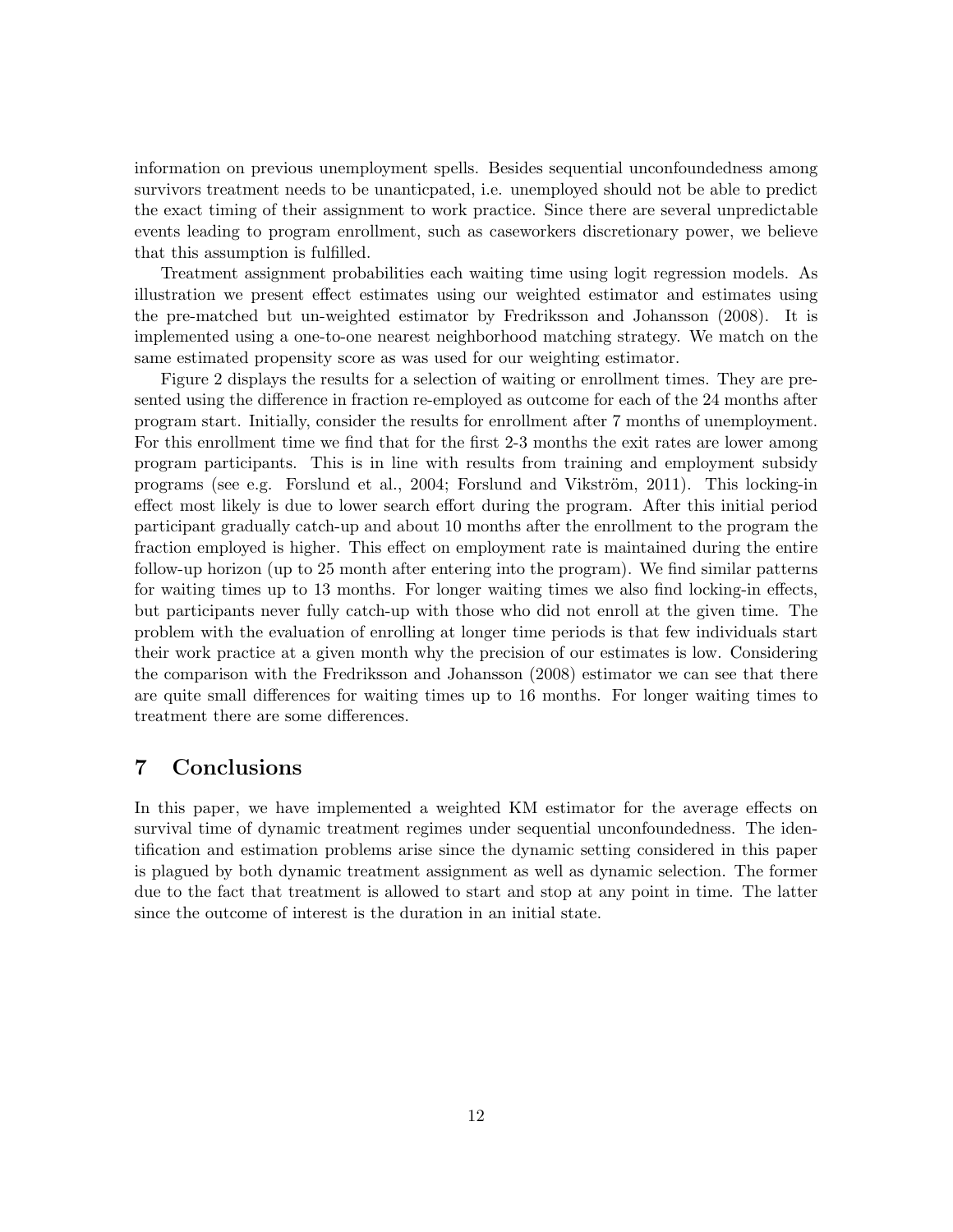information on previous unemployment spells. Besides sequential unconfoundedness among survivors treatment needs to be unanticpated, i.e. unemployed should not be able to predict the exact timing of their assignment to work practice. Since there are several unpredictable events leading to program enrollment, such as caseworkers discretionary power, we believe that this assumption is fulfilled.

Treatment assignment probabilities each waiting time using logit regression models. As illustration we present effect estimates using our weighted estimator and estimates using the pre-matched but un-weighted estimator by Fredriksson and Johansson (2008). It is implemented using a one-to-one nearest neighborhood matching strategy. We match on the same estimated propensity score as was used for our weighting estimator.

Figure 2 displays the results for a selection of waiting or enrollment times. They are presented using the difference in fraction re-employed as outcome for each of the 24 months after program start. Initially, consider the results for enrollment after 7 months of unemployment. For this enrollment time we find that for the first 2-3 months the exit rates are lower among program participants. This is in line with results from training and employment subsidy programs (see e.g. Forslund et al., 2004; Forslund and Vikström, 2011). This locking-in effect most likely is due to lower search effort during the program. After this initial period participant gradually catch-up and about 10 months after the enrollment to the program the fraction employed is higher. This effect on employment rate is maintained during the entire follow-up horizon (up to 25 month after entering into the program). We find similar patterns for waiting times up to 13 months. For longer waiting times we also find locking-in effects, but participants never fully catch-up with those who did not enroll at the given time. The problem with the evaluation of enrolling at longer time periods is that few individuals start their work practice at a given month why the precision of our estimates is low. Considering the comparison with the Fredriksson and Johansson (2008) estimator we can see that there are quite small differences for waiting times up to 16 months. For longer waiting times to treatment there are some differences.

# 7 Conclusions

In this paper, we have implemented a weighted KM estimator for the average effects on survival time of dynamic treatment regimes under sequential unconfoundedness. The identification and estimation problems arise since the dynamic setting considered in this paper is plagued by both dynamic treatment assignment as well as dynamic selection. The former due to the fact that treatment is allowed to start and stop at any point in time. The latter since the outcome of interest is the duration in an initial state.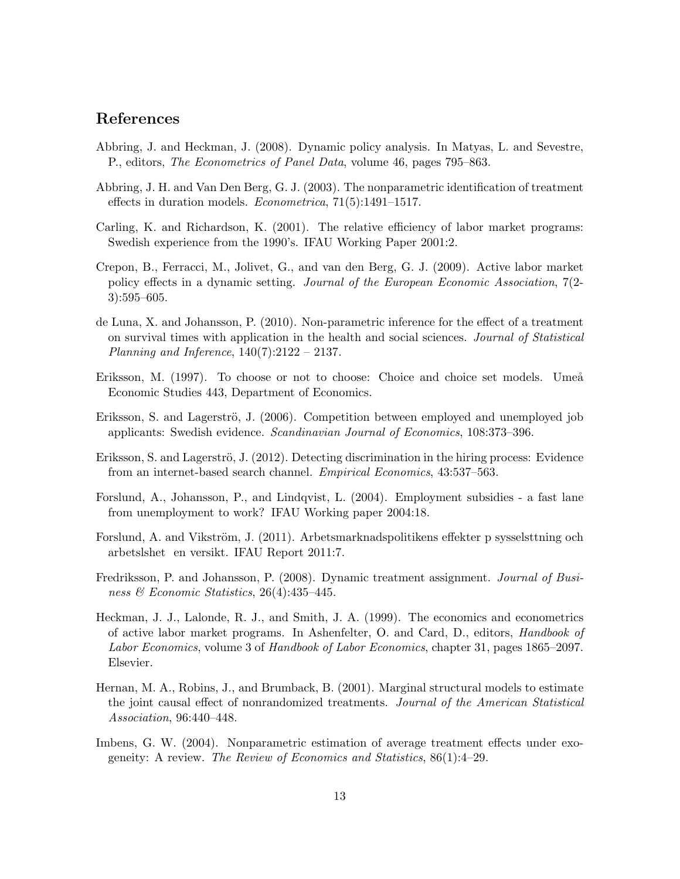## References

Abbring, J. and Heckman, J. (2008). Dynamic policy analysis. In Matyas, L. and Sevestre, P., editors, *The Econometrics of Panel Data*, volume 46, pages 795–863.

Abbring, J. H. and Van Den Berg, G. J. (2003). The nonparametric identification of treatment effects in duration models. *Econometrica*, 71(5):1491–1517.

Carling, K. and Richardson, K. (2001). The relative efficiency of labor market programs: Swedish experience from the 1990's. IFAU Working Paper 2001:2.

Crepon, B., Ferracci, M., Jolivet, G., and van den Berg, G. J. (2009). Active labor market policy effects in a dynamic setting. *Journal of the European Economic Association*, 7(2-3):595–605.

de Luna, X. and Johansson, P. (2010). Non-parametric inference for the effect of a treatment on survival times with application in the health and social sciences. *Journal of Statistical Planning and Inference*, 140(7):2122 – 2137.

Eriksson, M. (1997). To choose or not to choose: Choice and choice set models. Umeå Economic Studies 443, Department of Economics.

Eriksson, S. and Lagerströ, J. (2006). Competition between employed and unemployed job applicants: Swedish evidence. *Scandinavian Journal of Economics*, 108:373–396.

Eriksson, S. and Lagerströ, J. (2012). Detecting discrimination in the hiring process: Evidence from an internet-based search channel. *Empirical Economics*, 43:537–563.

Forslund, A., Johansson, P., and Lindqvist, L. (2004). Employment subsidies - a fast lane from unemployment to work? IFAU Working paper 2004:18.

Forslund, A. and Vikström, J. (2011). Arbetsmarknadspolitikens effekter p sysselsttning och arbetslshet en versikt. IFAU Report 2011:7.

Fredriksson, P. and Johansson, P. (2008). Dynamic treatment assignment. *Journal of Business & Economic Statistics*, 26(4):435–445.

Heckman, J. J., Lalonde, R. J., and Smith, J. A. (1999). The economics and econometrics of active labor market programs. In Ashenfelter, O. and Card, D., editors, *Handbook of Labor Economics*, volume 3 of *Handbook of Labor Economics*, chapter 31, pages 1865–2097. Elsevier.

Hernan, M. A., Robins, J., and Brumback, B. (2001). Marginal structural models to estimate the joint causal effect of nonrandomized treatments. *Journal of the American Statistical Association*, 96:440–448.

Imbens, G. W. (2004). Nonparametric estimation of average treatment effects under exogeneity: A review. *The Review of Economics and Statistics*, 86(1):4–29.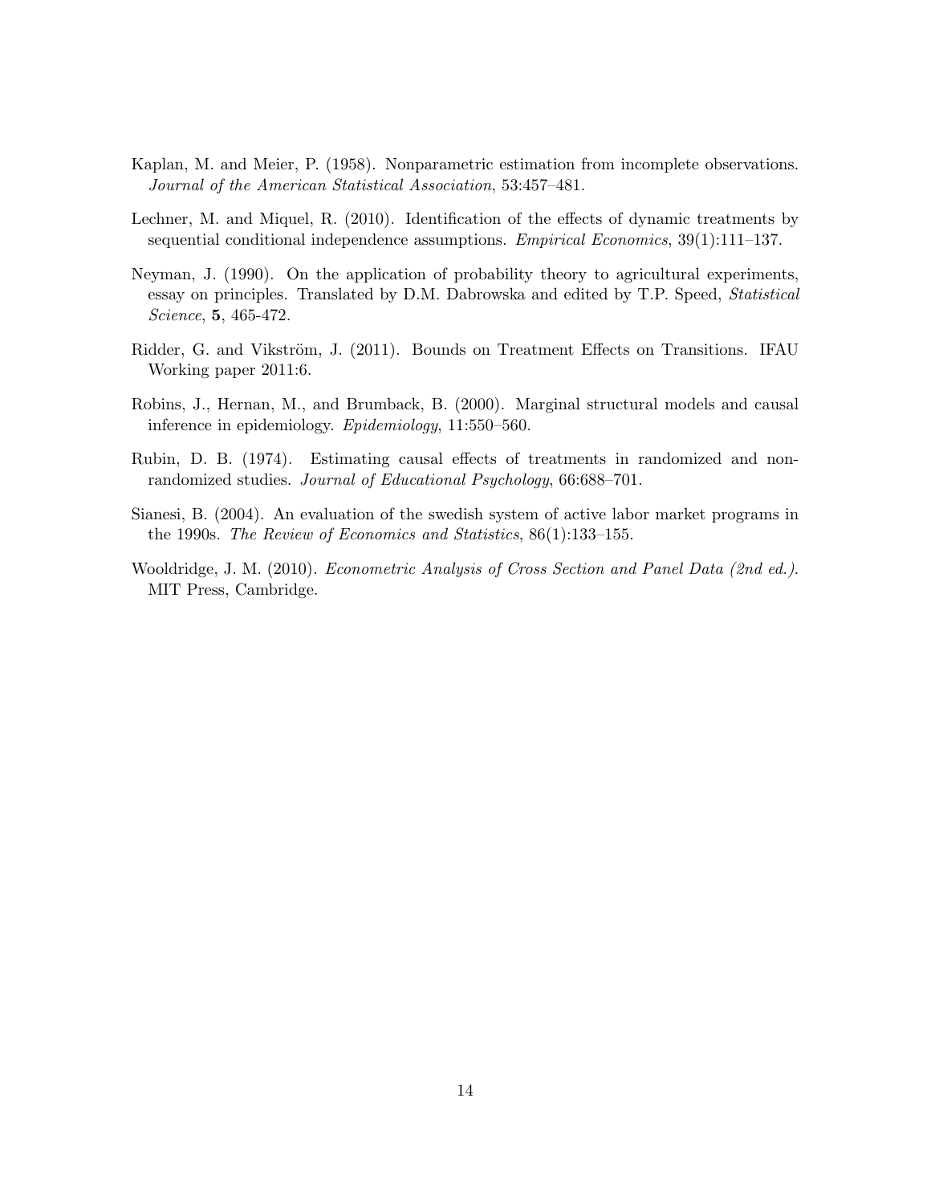Kaplan, M. and Meier, P. (1958). Nonparametric estimation from incomplete observations. *Journal of the American Statistical Association*, 53:457–481.

Lechner, M. and Miquel, R. (2010). Identification of the effects of dynamic treatments by sequential conditional independence assumptions. *Empirical Economics*, 39(1):111–137.

Neyman, J. (1990). On the application of probability theory to agricultural experiments, essay on principles. Translated by D.M. Dabrowska and edited by T.P. Speed, *Statistical Science*, **5**, 465-472.

Ridder, G. and Vikström, J. (2011). Bounds on Treatment Effects on Transitions. IFAU Working paper 2011:6.

Robins, J., Hernan, M., and Brumback, B. (2000). Marginal structural models and causal inference in epidemiology. *Epidemiology*, 11:550–560.

Rubin, D. B. (1974). Estimating causal effects of treatments in randomized and non-randomized studies. *Journal of Educational Psychology*, 66:688–701.

Sianesi, B. (2004). An evaluation of the swedish system of active labor market programs in the 1990s. *The Review of Economics and Statistics*, 86(1):133–155.

Wooldridge, J. M. (2010). *Econometric Analysis of Cross Section and Panel Data (2nd ed.)*. MIT Press, Cambridge.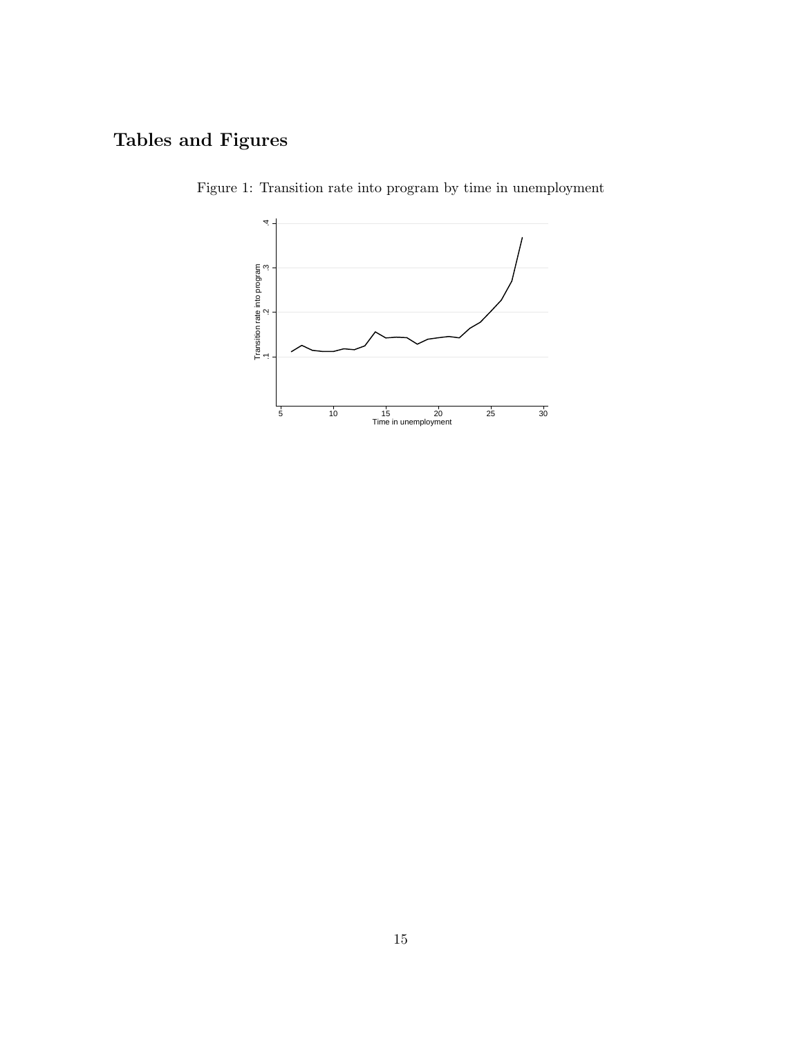# Tables and Figures

Figure 1: Transition rate into program by time in unemployment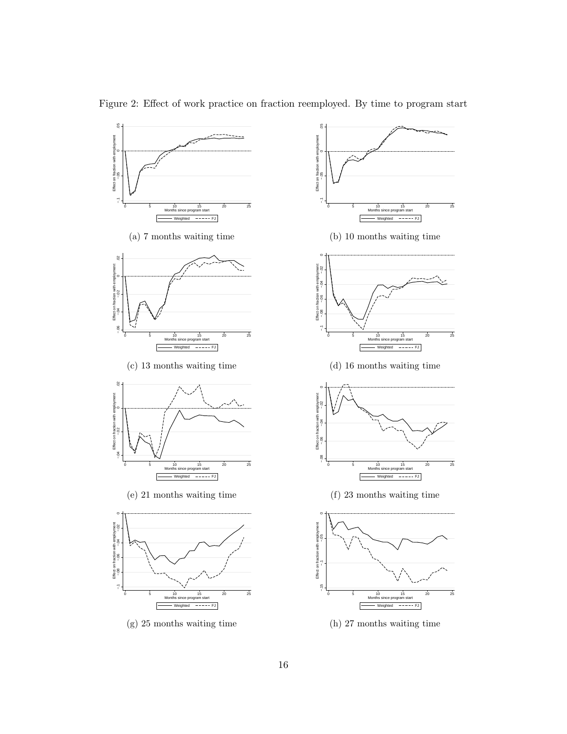Figure 2: Effect of work practice on fraction reemployed. By time to program start

(a) 7 months waiting time

(b) 10 months waiting time

(c) 13 months waiting time

(d) 16 months waiting time

(e) 21 months waiting time

(f) 23 months waiting time

(g) 25 months waiting time

(h) 27 months waiting time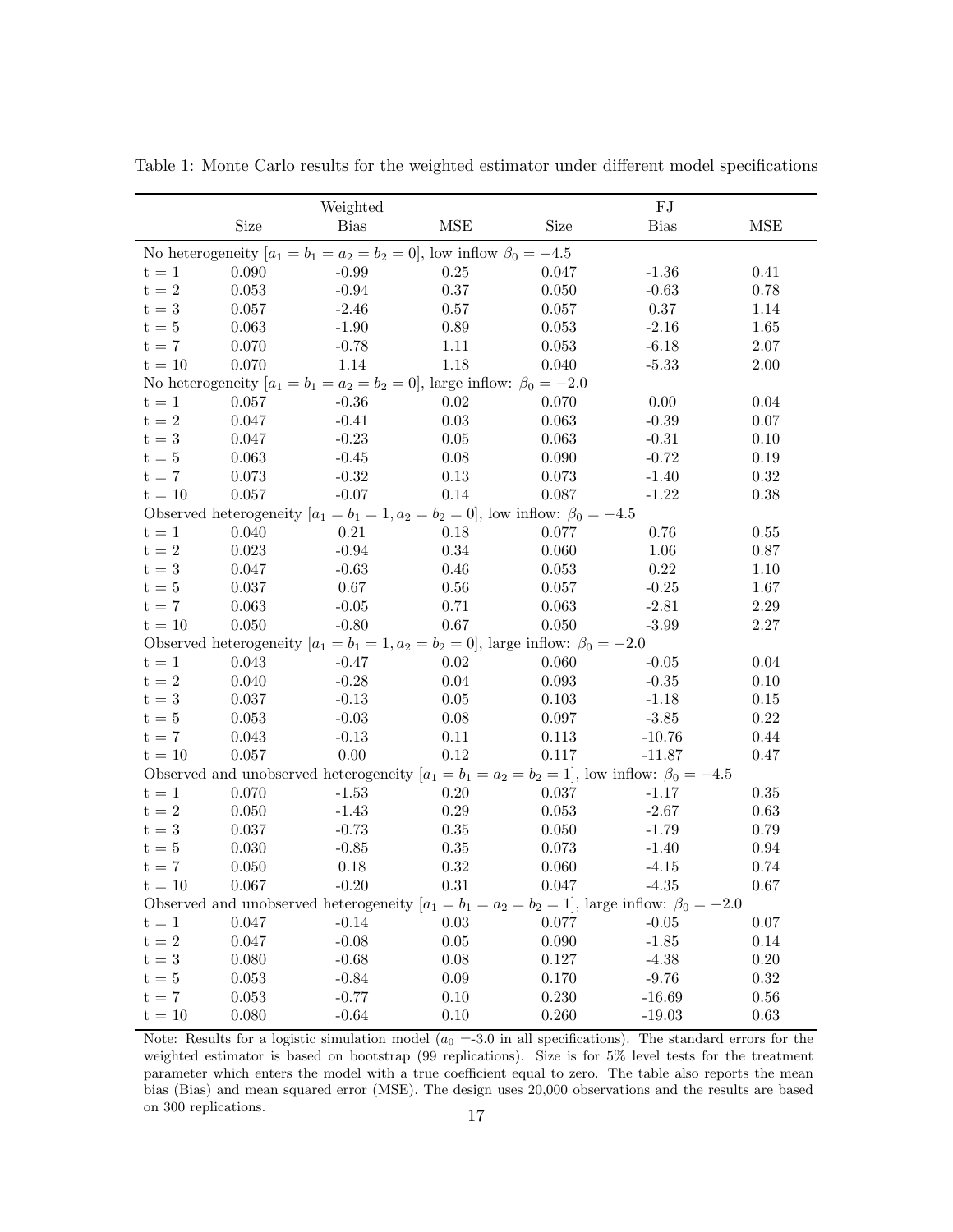Table 1: Monte Carlo results for the weighted estimator under different model specifications

| | Weighted | | | FJ | | |
|---|---|---|---|---|---|---|
| | Size | Bias | MSE | Size | Bias | MSE |
| No heterogeneity $[a_1 = b_1 = a_2 = b_2 = 0]$, low inflow $\beta_0 = -4.5$ | | | | | | |
| t = 1 | 0.090 | -0.99 | 0.25 | 0.047 | -1.36 | 0.41 |
| t = 2 | 0.053 | -0.94 | 0.37 | 0.050 | -0.63 | 0.78 |
| t = 3 | 0.057 | -2.46 | 0.57 | 0.057 | 0.37 | 1.14 |
| t = 5 | 0.063 | -1.90 | 0.89 | 0.053 | -2.16 | 1.65 |
| t = 7 | 0.070 | -0.78 | 1.11 | 0.053 | -6.18 | 2.07 |
| t = 10 | 0.070 | 1.14 | 1.18 | 0.040 | -5.33 | 2.00 |
| No heterogeneity $[a_1 = b_1 = a_2 = b_2 = 0]$, large inflow: $\beta_0 = -2.0$ | | | | | | |
| t = 1 | 0.057 | -0.36 | 0.02 | 0.070 | 0.00 | 0.04 |
| t = 2 | 0.047 | -0.41 | 0.03 | 0.063 | -0.39 | 0.07 |
| t = 3 | 0.047 | -0.23 | 0.05 | 0.063 | -0.31 | 0.10 |
| t = 5 | 0.063 | -0.45 | 0.08 | 0.090 | -0.72 | 0.19 |
| t = 7 | 0.073 | -0.32 | 0.13 | 0.073 | -1.40 | 0.32 |
| t = 10 | 0.057 | -0.07 | 0.14 | 0.087 | -1.22 | 0.38 |
| Observed heterogeneity $[a_1 = b_1 = 1, a_2 = b_2 = 0]$, low inflow: $\beta_0 = -4.5$ | | | | | | |
| t = 1 | 0.040 | 0.21 | 0.18 | 0.077 | 0.76 | 0.55 |
| t = 2 | 0.023 | -0.94 | 0.34 | 0.060 | 1.06 | 0.87 |
| t = 3 | 0.047 | -0.63 | 0.46 | 0.053 | 0.22 | 1.10 |
| t = 5 | 0.037 | 0.67 | 0.56 | 0.057 | -0.25 | 1.67 |
| t = 7 | 0.063 | -0.05 | 0.71 | 0.063 | -2.81 | 2.29 |
| t = 10 | 0.050 | -0.80 | 0.67 | 0.050 | -3.99 | 2.27 |
| Observed heterogeneity $[a_1 = b_1 = 1, a_2 = b_2 = 0]$, large inflow: $\beta_0 = -2.0$ | | | | | | |
| t = 1 | 0.043 | -0.47 | 0.02 | 0.060 | -0.05 | 0.04 |
| t = 2 | 0.040 | -0.28 | 0.04 | 0.093 | -0.35 | 0.10 |
| t = 3 | 0.037 | -0.13 | 0.05 | 0.103 | -1.18 | 0.15 |
| t = 5 | 0.053 | -0.03 | 0.08 | 0.097 | -3.85 | 0.22 |
| t = 7 | 0.043 | -0.13 | 0.11 | 0.113 | -10.76 | 0.44 |
| t = 10 | 0.057 | 0.00 | 0.12 | 0.117 | -11.87 | 0.47 |
| Observed and unobserved heterogeneity $[a_1 = b_1 = a_2 = b_2 = 1]$, low inflow: $\beta_0 = -4.5$ | | | | | | |
| t = 1 | 0.070 | -1.53 | 0.20 | 0.037 | -1.17 | 0.35 |
| t = 2 | 0.050 | -1.43 | 0.29 | 0.053 | -2.67 | 0.63 |
| t = 3 | 0.037 | -0.73 | 0.35 | 0.050 | -1.79 | 0.79 |
| t = 5 | 0.030 | -0.85 | 0.35 | 0.073 | -1.40 | 0.94 |
| t = 7 | 0.050 | 0.18 | 0.32 | 0.060 | -4.15 | 0.74 |
| t = 10 | 0.067 | -0.20 | 0.31 | 0.047 | -4.35 | 0.67 |
| Observed and unobserved heterogeneity $[a_1 = b_1 = a_2 = b_2 = 1]$, large inflow: $\beta_0 = -2.0$ | | | | | | |
| t = 1 | 0.047 | -0.14 | 0.03 | 0.077 | -0.05 | 0.07 |
| t = 2 | 0.047 | -0.08 | 0.05 | 0.090 | -1.85 | 0.14 |
| t = 3 | 0.080 | -0.68 | 0.08 | 0.127 | -4.38 | 0.20 |
| t = 5 | 0.053 | -0.84 | 0.09 | 0.170 | -9.76 | 0.32 |
| t = 7 | 0.053 | -0.77 | 0.10 | 0.230 | -16.69 | 0.56 |
| t = 10 | 0.080 | -0.64 | 0.10 | 0.260 | -19.03 | 0.63 |

Note: Results for a logistic simulation model ($a_0$ =-3.0 in all specifications). The standard errors for the weighted estimator is based on bootstrap (99 replications). Size is for 5% level tests for the treatment parameter which enters the model with a true coefficient equal to zero. The table also reports the mean bias (Bias) and mean squared error (MSE). The design uses 20,000 observations and the results are based on 300 replications.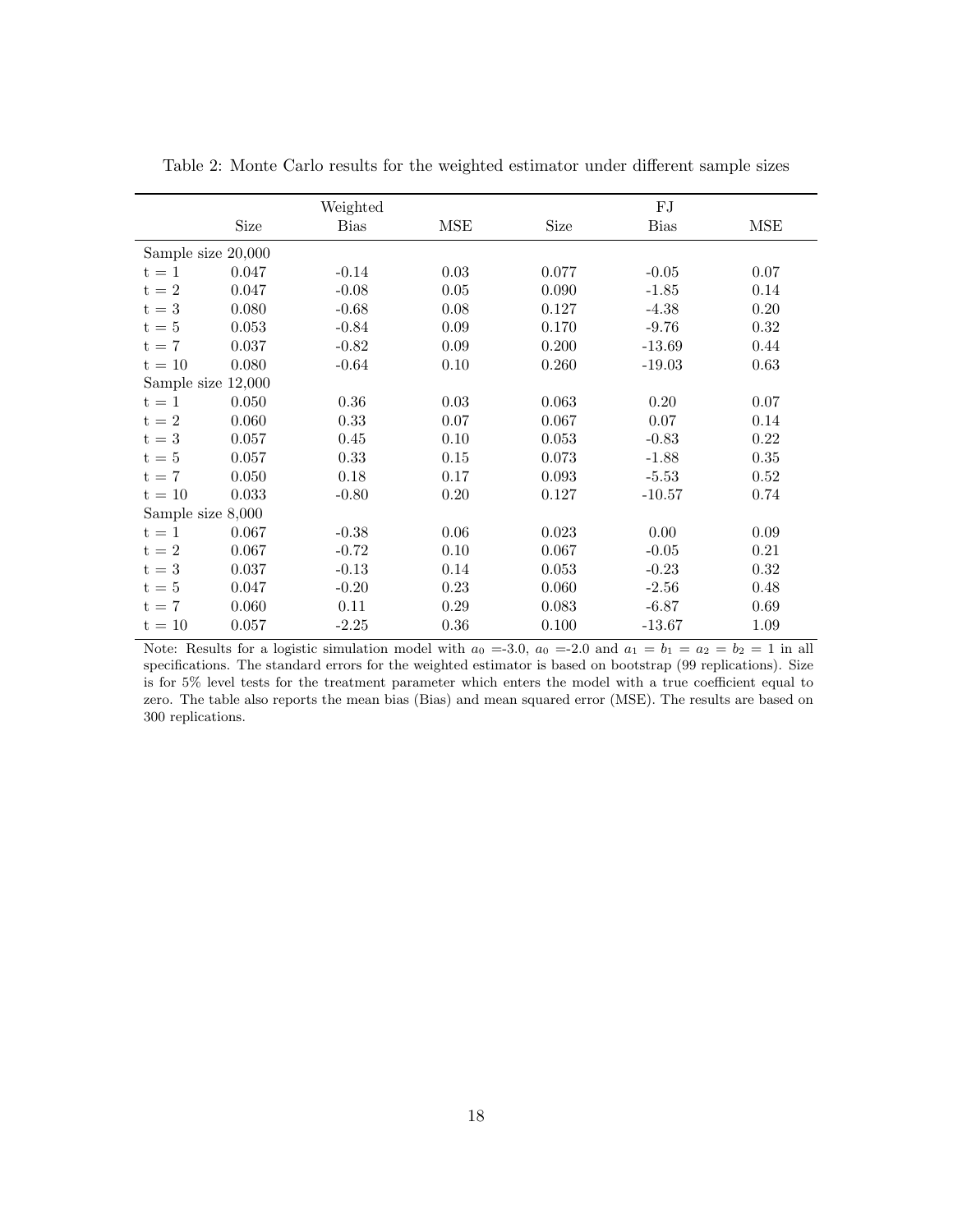Table 2: Monte Carlo results for the weighted estimator under different sample sizes

| | Size | Weighted<br>Bias | MSE | Size | FJ<br>Bias | MSE |
|---|---|---|---|---|---|---|
| Sample size 20,000 | | | | | | |
| t = 1 | 0.047 | -0.14 | 0.03 | 0.077 | -0.05 | 0.07 |
| t = 2 | 0.047 | -0.08 | 0.05 | 0.090 | -1.85 | 0.14 |
| t = 3 | 0.080 | -0.68 | 0.08 | 0.127 | -4.38 | 0.20 |
| t = 5 | 0.053 | -0.84 | 0.09 | 0.170 | -9.76 | 0.32 |
| t = 7 | 0.037 | -0.82 | 0.09 | 0.200 | -13.69 | 0.44 |
| t = 10 | 0.080 | -0.64 | 0.10 | 0.260 | -19.03 | 0.63 |
| Sample size 12,000 | | | | | | |
| t = 1 | 0.050 | 0.36 | 0.03 | 0.063 | 0.20 | 0.07 |
| t = 2 | 0.060 | 0.33 | 0.07 | 0.067 | 0.07 | 0.14 |
| t = 3 | 0.057 | 0.45 | 0.10 | 0.053 | -0.83 | 0.22 |
| t = 5 | 0.057 | 0.33 | 0.15 | 0.073 | -1.88 | 0.35 |
| t = 7 | 0.050 | 0.18 | 0.17 | 0.093 | -5.53 | 0.52 |
| t = 10 | 0.033 | -0.80 | 0.20 | 0.127 | -10.57 | 0.74 |
| Sample size 8,000 | | | | | | |
| t = 1 | 0.067 | -0.38 | 0.06 | 0.023 | 0.00 | 0.09 |
| t = 2 | 0.067 | -0.72 | 0.10 | 0.067 | -0.05 | 0.21 |
| t = 3 | 0.037 | -0.13 | 0.14 | 0.053 | -0.23 | 0.32 |
| t = 5 | 0.047 | -0.20 | 0.23 | 0.060 | -2.56 | 0.48 |
| t = 7 | 0.060 | 0.11 | 0.29 | 0.083 | -6.87 | 0.69 |
| t = 10 | 0.057 | -2.25 | 0.36 | 0.100 | -13.67 | 1.09 |

Note: Results for a logistic simulation model with $a_0$ =-3.0, $a_0$ =-2.0 and $a_1 = b_1 = a_2 = b_2 = 1$ in all specifications. The standard errors for the weighted estimator is based on bootstrap (99 replications). Size is for 5% level tests for the treatment parameter which enters the model with a true coefficient equal to zero. The table also reports the mean bias (Bias) and mean squared error (MSE). The results are based on 300 replications.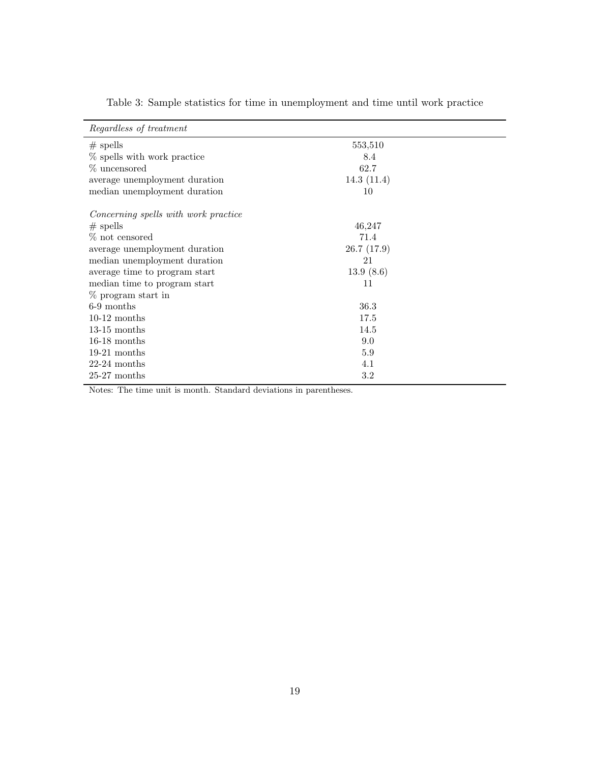Table 3: Sample statistics for time in unemployment and time until work practice

| *Regardless of treatment* | |
|---|---|
| # spells | 553,510 |
| % spells with work practice | 8.4 |
| % uncensored | 62.7 |
| average unemployment duration | 14.3 (11.4) |
| median unemployment duration | 10 |
| | |
| *Concerning spells with work practice* | |
| # spells | 46,247 |
| % not censored | 71.4 |
| average unemployment duration | 26.7 (17.9) |
| median unemployment duration | 21 |
| average time to program start | 13.9 (8.6) |
| median time to program start | 11 |
| % program start in | |
| 6-9 months | 36.3 |
| 10-12 months | 17.5 |
| 13-15 months | 14.5 |
| 16-18 months | 9.0 |
| 19-21 months | 5.9 |
| 22-24 months | 4.1 |
| 25-27 months | 3.2 |

Notes: The time unit is month. Standard deviations in parentheses.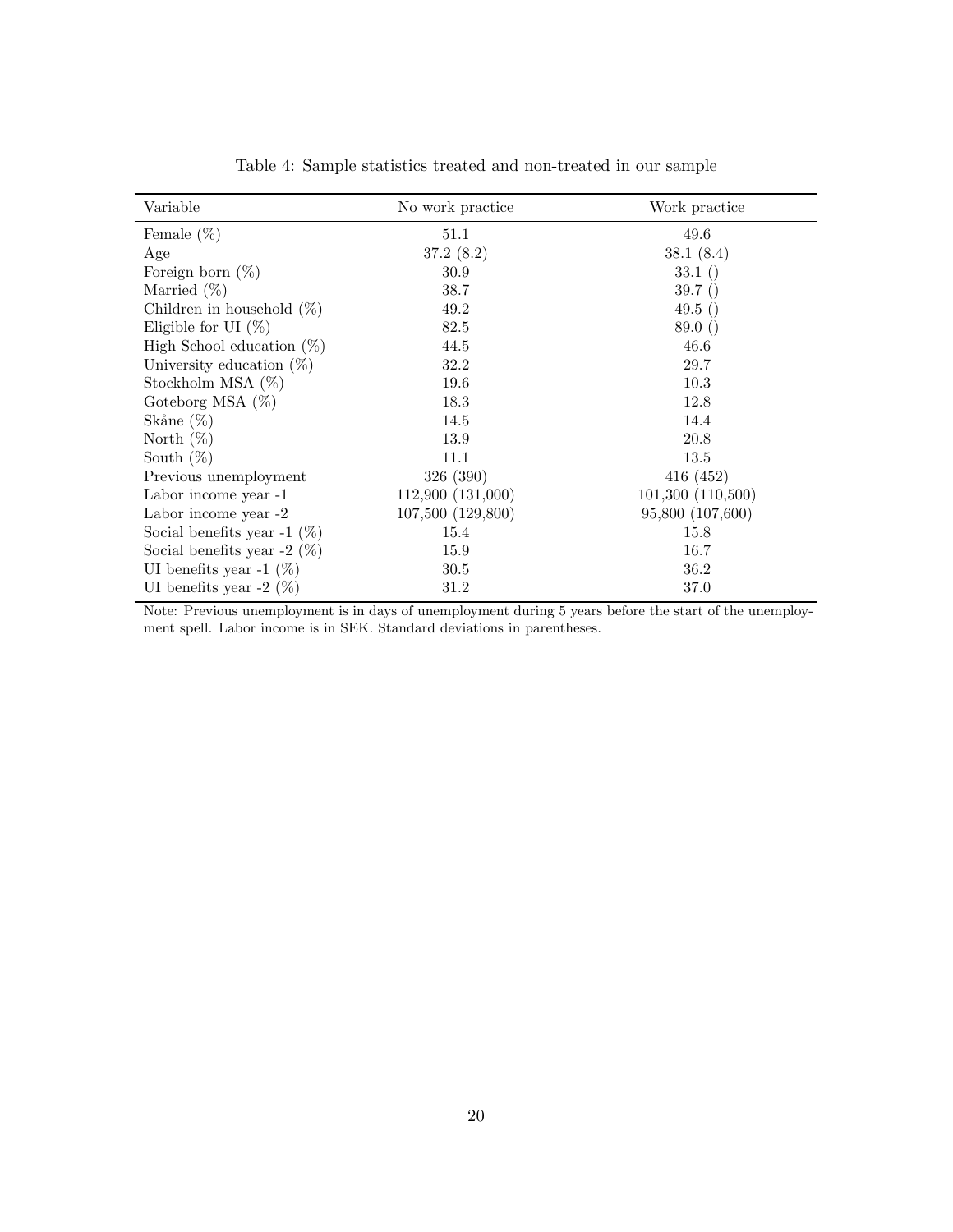Table 4: Sample statistics treated and non-treated in our sample

| Variable | No work practice | Work practice |
|---|---|---|
| Female (%) | 51.1 | 49.6 |
| Age | 37.2 (8.2) | 38.1 (8.4) |
| Foreign born (%) | 30.9 | 33.1 () |
| Married (%) | 38.7 | 39.7 () |
| Children in household (%) | 49.2 | 49.5 () |
| Eligible for UI (%) | 82.5 | 89.0 () |
| High School education (%) | 44.5 | 46.6 |
| University education (%) | 32.2 | 29.7 |
| Stockholm MSA (%) | 19.6 | 10.3 |
| Goteborg MSA (%) | 18.3 | 12.8 |
| Skåne (%) | 14.5 | 14.4 |
| North (%) | 13.9 | 20.8 |
| South (%) | 11.1 | 13.5 |
| Previous unemployment | 326 (390) | 416 (452) |
| Labor income year -1 | 112,900 (131,000) | 101,300 (110,500) |
| Labor income year -2 | 107,500 (129,800) | 95,800 (107,600) |
| Social benefits year -1 (%) | 15.4 | 15.8 |
| Social benefits year -2 (%) | 15.9 | 16.7 |
| UI benefits year -1 (%) | 30.5 | 36.2 |
| UI benefits year -2 (%) | 31.2 | 37.0 |

Note: Previous unemployment is in days of unemployment during 5 years before the start of the unemployment spell. Labor income is in SEK. Standard deviations in parentheses.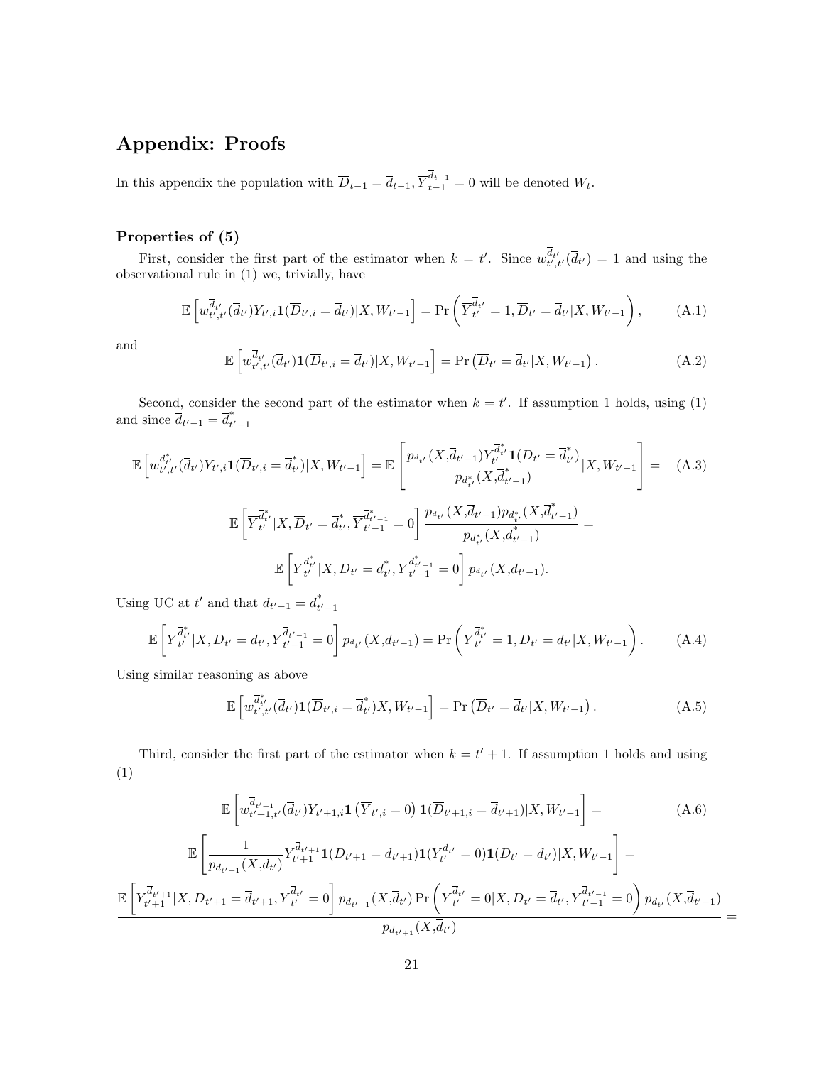# Appendix: Proofs

In this appendix the population with $\overline{D}_{t-1} = \overline{d}_{t-1}, \overline{Y}_{t-1}^{\overline{d}_{t-1}} = 0$ will be denoted $W_t$.

### Properties of (5)

First, consider the first part of the estimator when $k = t'$. Since $w_{t',t'}^{\overline{d}_{t'}}(\overline{d}_{t'}) = 1$ and using the observational rule in (1) we, trivially, have

$$\mathbb{E}\left[w_{t',t'}^{\overline{d}_{t'}}(\overline{d}_{t'})Y_{t',i}\mathbf{1}(\overline{D}_{t',i} = \overline{d}_{t'})|X, W_{t'-1}\right] = \Pr\left(\overline{Y}_{t'}^{\overline{d}_{t'}} = 1, \overline{D}_{t'} = \overline{d}_{t'}|X, W_{t'-1}\right), \tag{A.1}$$

and

$$\mathbb{E}\left[w_{t',t'}^{\overline{d}_{t'}}(\overline{d}_{t'})\mathbf{1}(\overline{D}_{t',i} = \overline{d}_{t'})|X, W_{t'-1}\right] = \Pr\left(\overline{D}_{t'} = \overline{d}_{t'}|X, W_{t'-1}\right). \tag{A.2}$$

Second, consider the second part of the estimator when $k = t'$. If assumption 1 holds, using (1) and since $\overline{d}_{t'-1} = \overline{d}_{t'-1}^*$

$$\mathbb{E}\left[w_{t',t'}^{\overline{d}_{t'}^*}(\overline{d}_{t'})Y_{t',i}\mathbf{1}(\overline{D}_{t',i} = \overline{d}_{t'}^*)|X, W_{t'-1}\right] = \mathbb{E}\left[\frac{p_{d_{t'}}(X,\overline{d}_{t'-1})Y_{t'}^{\overline{d}_{t'}^*}\mathbf{1}(\overline{D}_{t'} = \overline{d}_{t'}^*)}{p_{d_{t'}^*}(X,\overline{d}_{t'-1}^*)}|X, W_{t'-1}\right] = \tag{A.3}$$

$$\mathbb{E}\left[\overline{Y}_{t'}^{\overline{d}_{t'}^*}|X, \overline{D}_{t'} = \overline{d}_{t'}^*, \overline{Y}_{t'-1}^{\overline{d}_{t'-1}^*} = 0\right]\frac{p_{d_{t'}}(X,\overline{d}_{t'-1})p_{d_{t'}^*}(X,\overline{d}_{t'-1}^*)}{p_{d_{t'}^*}(X,\overline{d}_{t'-1}^*)} =$$

$$\mathbb{E}\left[\overline{Y}_{t'}^{\overline{d}_{t'}^*}|X, \overline{D}_{t'} = \overline{d}_{t'}^*, \overline{Y}_{t'-1}^{\overline{d}_{t'-1}^*} = 0\right]p_{d_{t'}}(X,\overline{d}_{t'-1}).$$

Using UC at $t'$ and that $\overline{d}_{t'-1} = \overline{d}_{t'-1}^*$

$$\mathbb{E}\left[\overline{Y}_{t'}^{\overline{d}_{t'}^*}|X, \overline{D}_{t'} = \overline{d}_{t'}, \overline{Y}_{t'-1}^{\overline{d}_{t'-1}} = 0\right]p_{d_{t'}}(X,\overline{d}_{t'-1}) = \Pr\left(\overline{Y}_{t'}^{\overline{d}_{t'}^*} = 1, \overline{D}_{t'} = \overline{d}_{t'}|X, W_{t'-1}\right). \tag{A.4}$$

Using similar reasoning as above

$$\mathbb{E}\left[w_{t',t'}^{\overline{d}_{t'}^*}(\overline{d}_{t'})\mathbf{1}(\overline{D}_{t',i} = \overline{d}_{t'}^*)X, W_{t'-1}\right] = \Pr\left(\overline{D}_{t'} = \overline{d}_{t'}|X, W_{t'-1}\right). \tag{A.5}$$

Third, consider the first part of the estimator when $k = t'+1$. If assumption 1 holds and using (1)

$$\mathbb{E}\left[w_{t'+1,t'}^{\overline{d}_{t'+1}}(\overline{d}_{t'})Y_{t'+1,i}\mathbf{1}\left(\overline{Y}_{t',i} = 0\right)\mathbf{1}(\overline{D}_{t'+1,i} = \overline{d}_{t'+1})|X, W_{t'-1}\right] = \tag{A.6}$$

$$\mathbb{E}\left[\frac{1}{p_{d_{t'+1}}(X,\overline{d}_{t'})}Y_{t'+1}^{\overline{d}_{t'+1}}\mathbf{1}(D_{t'+1} = d_{t'+1})\mathbf{1}(Y_{t'}^{\overline{d}_{t'}} = 0)\mathbf{1}(D_{t'} = d_{t'})|X, W_{t'-1}\right] =$$

$$\frac{\mathbb{E}\left[Y_{t'+1}^{\overline{d}_{t'+1}}|X, \overline{D}_{t'+1} = \overline{d}_{t'+1}, \overline{Y}_{t'}^{\overline{d}_{t'}} = 0\right]p_{d_{t'+1}}(X,\overline{d}_{t'})\Pr\left(\overline{Y}_{t'}^{\overline{d}_{t'}} = 0|X, \overline{D}_{t'} = \overline{d}_{t'}, \overline{Y}_{t'-1}^{\overline{d}_{t'-1}} = 0\right)p_{d_{t'}}(X,\overline{d}_{t'-1})}{p_{d_{t'+1}}(X,\overline{d}_{t'})} =$$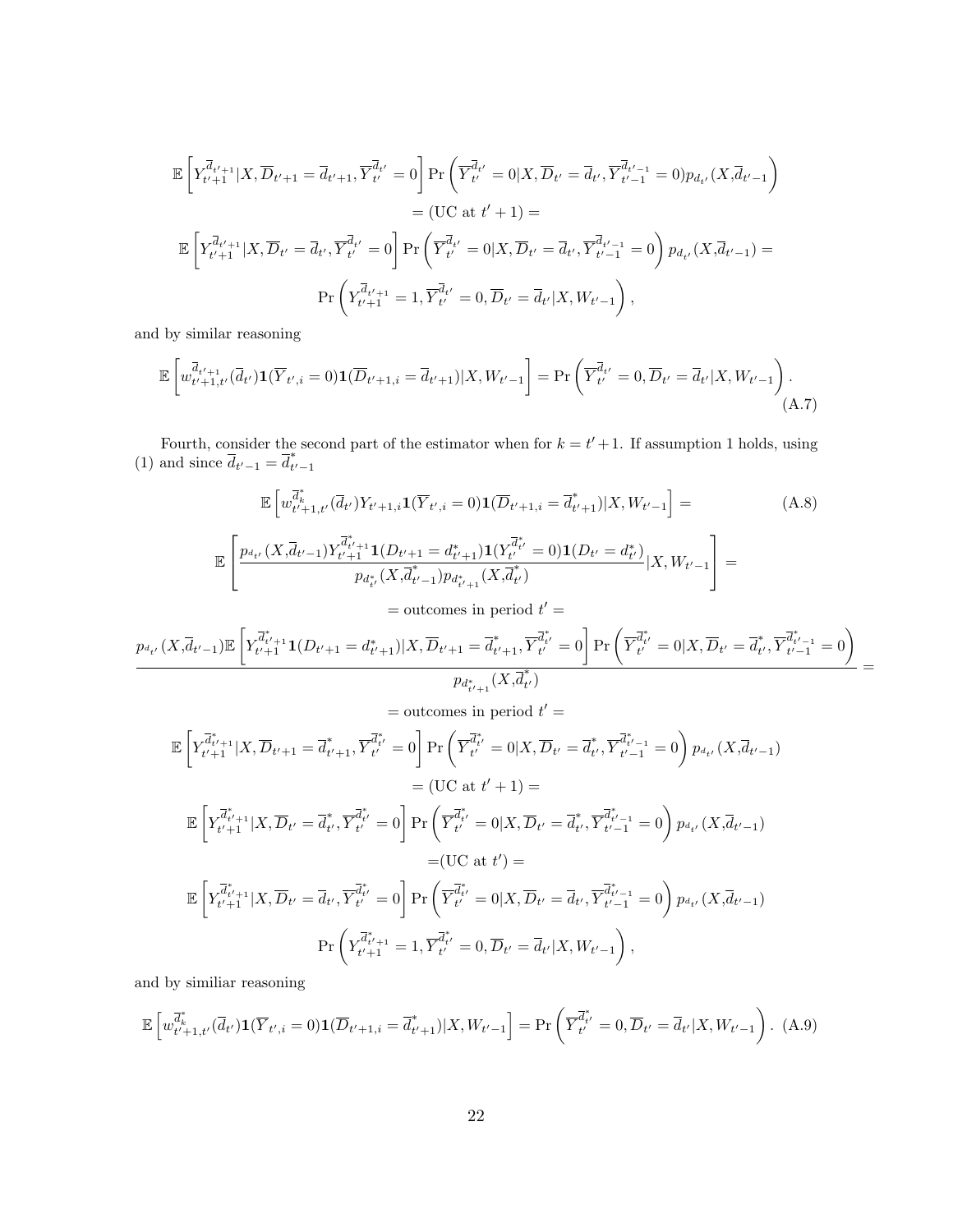$$\mathbb{E}\left[Y_{t'+1}^{\overline{d}_{t'+1}}|X,\overline{D}_{t'+1}=\overline{d}_{t'+1},\overline{Y}_{t'}^{\overline{d}_{t'}}=0\right]\Pr\left(\overline{Y}_{t'}^{\overline{d}_{t'}}=0|X,\overline{D}_{t'}=\overline{d}_{t'},\overline{Y}_{t'-1}^{\overline{d}_{t'-1}}=0)p_{d_{t'}}(X,\overline{d}_{t'-1}\right)$$

$$=\text{(UC at } t'+1\text{)}=$$

$$\mathbb{E}\left[Y_{t'+1}^{\overline{d}_{t'+1}}|X,\overline{D}_{t'}=\overline{d}_{t'},\overline{Y}_{t'}^{\overline{d}_{t'}}=0\right]\Pr\left(\overline{Y}_{t'}^{\overline{d}_{t'}}=0|X,\overline{D}_{t'}=\overline{d}_{t'},\overline{Y}_{t'-1}^{\overline{d}_{t'-1}}=0\right)p_{d_{t'}}(X,\overline{d}_{t'-1})=$$

$$\Pr\left(Y_{t'+1}^{\overline{d}_{t'+1}}=1,\overline{Y}_{t'}^{\overline{d}_{t'}}=0,\overline{D}_{t'}=\overline{d}_{t'}|X,W_{t'-1}\right),$$

and by similar reasoning

$$\mathbb{E}\left[w_{t'+1,t'}^{\overline{d}_{t'+1}}(\overline{d}_{t'})\mathbf{1}(\overline{Y}_{t',i}=0)\mathbf{1}(\overline{D}_{t'+1,i}=\overline{d}_{t'+1})|X,W_{t'-1}\right]=\Pr\left(\overline{Y}_{t'}^{\overline{d}_{t'}}=0,\overline{D}_{t'}=\overline{d}_{t'}|X,W_{t'-1}\right). \tag{A.7}$$

Fourth, consider the second part of the estimator when for $k=t'+1$. If assumption 1 holds, using (1) and since $\overline{d}_{t'-1}=\overline{d}^*_{t'-1}$

$$\mathbb{E}\left[w_{t'+1,t'}^{\overline{d}^*_k}(\overline{d}_{t'})Y_{t'+1,i}\mathbf{1}(\overline{Y}_{t',i}=0)\mathbf{1}(\overline{D}_{t'+1,i}=\overline{d}^*_{t'+1})|X,W_{t'-1}\right]= \tag{A.8}$$

$$\mathbb{E}\left[\frac{p_{d_{t'}}(X,\overline{d}_{t'-1})Y_{t'+1}^{\overline{d}^*_{t'+1}}\mathbf{1}(D_{t'+1}=d^*_{t'+1})\mathbf{1}(Y_{t'}^{\overline{d}^*_{t'}}=0)\mathbf{1}(D_{t'}=d^*_{t'})}{p_{d^*_{t'}}(X,\overline{d}^*_{t'-1})p_{d^*_{t'+1}}(X,\overline{d}^*_{t'})}|X,W_{t'-1}\right]=$$

$$=\text{outcomes in period } t'=$$

$$\frac{p_{d_{t'}}(X,\overline{d}_{t'-1})\mathbb{E}\left[Y_{t'+1}^{\overline{d}^*_{t'+1}}\mathbf{1}(D_{t'+1}=d^*_{t'+1})|X,\overline{D}_{t'+1}=\overline{d}^*_{t'+1},\overline{Y}_{t'}^{\overline{d}^*_{t'}}=0\right]\Pr\left(\overline{Y}_{t'}^{\overline{d}^*_{t'}}=0|X,\overline{D}_{t'}=\overline{d}^*_{t'},\overline{Y}_{t'-1}^{\overline{d}^*_{t'-1}}=0\right)}{p_{d^*_{t'+1}}(X,\overline{d}^*_{t'})}=$$

$$=\text{outcomes in period } t'=$$

$$\mathbb{E}\left[Y_{t'+1}^{\overline{d}^*_{t'+1}}|X,\overline{D}_{t'+1}=\overline{d}^*_{t'+1},\overline{Y}_{t'}^{\overline{d}^*_{t'}}=0\right]\Pr\left(\overline{Y}_{t'}^{\overline{d}^*_{t'}}=0|X,\overline{D}_{t'}=\overline{d}^*_{t'},\overline{Y}_{t'-1}^{\overline{d}^*_{t'-1}}=0\right)p_{d_{t'}}(X,\overline{d}_{t'-1})$$

$$=\text{(UC at } t'+1\text{)}=$$

$$\mathbb{E}\left[Y_{t'+1}^{\overline{d}^*_{t'+1}}|X,\overline{D}_{t'}=\overline{d}^*_{t'},\overline{Y}_{t'}^{\overline{d}^*_{t'}}=0\right]\Pr\left(\overline{Y}_{t'}^{\overline{d}^*_{t'}}=0|X,\overline{D}_{t'}=\overline{d}^*_{t'},\overline{Y}_{t'-1}^{\overline{d}^*_{t'-1}}=0\right)p_{d_{t'}}(X,\overline{d}_{t'-1})$$

$$=\text{(UC at } t'\text{)}=$$

$$\mathbb{E}\left[Y_{t'+1}^{\overline{d}^*_{t'+1}}|X,\overline{D}_{t'}=\overline{d}_{t'},\overline{Y}_{t'}^{\overline{d}^*_{t'}}=0\right]\Pr\left(\overline{Y}_{t'}^{\overline{d}^*_{t'}}=0|X,\overline{D}_{t'}=\overline{d}_{t'},\overline{Y}_{t'-1}^{\overline{d}^*_{t'-1}}=0\right)p_{d_{t'}}(X,\overline{d}_{t'-1})$$

$$\Pr\left(Y_{t'+1}^{\overline{d}^*_{t'+1}}=1,\overline{Y}_{t'}^{\overline{d}^*_{t'}}=0,\overline{D}_{t'}=\overline{d}_{t'}|X,W_{t'-1}\right),$$

and by similiar reasoning

$$\mathbb{E}\left[w_{t'+1,t'}^{\overline{d}^*_k}(\overline{d}_{t'})\mathbf{1}(\overline{Y}_{t',i}=0)\mathbf{1}(\overline{D}_{t'+1,i}=\overline{d}^*_{t'+1})|X,W_{t'-1}\right]=\Pr\left(\overline{Y}_{t'}^{\overline{d}^*_{t'}}=0,\overline{D}_{t'}=\overline{d}_{t'}|X,W_{t'-1}\right). \tag{A.9}$$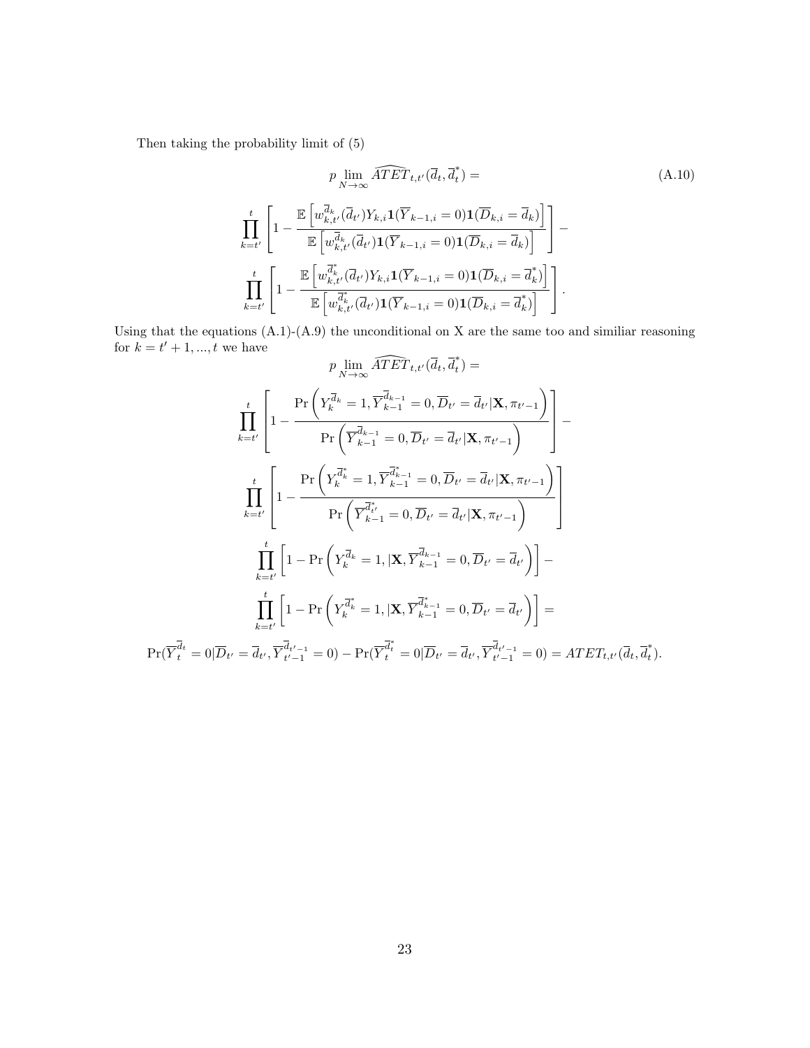Then taking the probability limit of (5)

$$
p\lim_{N\to\infty} \widehat{ATET}_{t,t'}(\overline{d}_t, \overline{d}_t^*) = \tag{A.10}
$$

$$
\prod_{k=t'}^{t}\left[1-\frac{\mathbb{E}\left[w_{k,t'}^{\overline{d}_k}(\overline{d}_{t'})Y_{k,i}\mathbf{1}(\overline{Y}_{k-1,i}=0)\mathbf{1}(\overline{D}_{k,i}=\overline{d}_k)\right]}{\mathbb{E}\left[w_{k,t'}^{\overline{d}_k}(\overline{d}_{t'})\mathbf{1}(\overline{Y}_{k-1,i}=0)\mathbf{1}(\overline{D}_{k,i}=\overline{d}_k)\right]}\right]-
$$

$$
\prod_{k=t'}^{t}\left[1-\frac{\mathbb{E}\left[w_{k,t'}^{\overline{d}_k^*}(\overline{d}_{t'})Y_{k,i}\mathbf{1}(\overline{Y}_{k-1,i}=0)\mathbf{1}(\overline{D}_{k,i}=\overline{d}_k^*)\right]}{\mathbb{E}\left[w_{k,t'}^{\overline{d}_k^*}(\overline{d}_{t'})\mathbf{1}(\overline{Y}_{k-1,i}=0)\mathbf{1}(\overline{D}_{k,i}=\overline{d}_k^*)\right]}\right].
$$

Using that the equations (A.1)-(A.9) the unconditional on X are the same too and similiar reasoning for $k = t'+1, ..., t$ we have

$$
p\lim_{N\to\infty} \widehat{ATET}_{t,t'}(\overline{d}_t, \overline{d}_t^*) =
$$

$$
\prod_{k=t'}^{t}\left[1-\frac{\Pr\left(Y_k^{\overline{d}_k}=1,\overline{Y}_{k-1}^{\overline{d}_{k-1}}=0,\overline{D}_{t'}=\overline{d}_{t'}|\mathbf{X},\pi_{t'-1}\right)}{\Pr\left(\overline{Y}_{k-1}^{\overline{d}_{k-1}}=0,\overline{D}_{t'}=\overline{d}_{t'}|\mathbf{X},\pi_{t'-1}\right)}\right]-
$$

$$
\prod_{k=t'}^{t}\left[1-\frac{\Pr\left(Y_k^{\overline{d}_k^*}=1,\overline{Y}_{k-1}^{\overline{d}_{k-1}^*}=0,\overline{D}_{t'}=\overline{d}_{t'}|\mathbf{X},\pi_{t'-1}\right)}{\Pr\left(\overline{Y}_{k-1}^{\overline{d}_{t'}^*}=0,\overline{D}_{t'}=\overline{d}_{t'}|\mathbf{X},\pi_{t'-1}\right)}\right]
$$

$$
\prod_{k=t'}^{t}\left[1-\Pr\left(Y_k^{\overline{d}_k}=1,|\mathbf{X},\overline{Y}_{k-1}^{\overline{d}_{k-1}}=0,\overline{D}_{t'}=\overline{d}_{t'}\right)\right]-
$$

$$
\prod_{k=t'}^{t}\left[1-\Pr\left(Y_k^{\overline{d}_k^*}=1,|\mathbf{X},\overline{Y}_{k-1}^{\overline{d}_{k-1}^*}=0,\overline{D}_{t'}=\overline{d}_{t'}\right)\right]=
$$

$$
\Pr(\overline{Y}_t^{\overline{d}_t}=0|\overline{D}_{t'}=\overline{d}_{t'},\overline{Y}_{t'-1}^{\overline{d}_{t'-1}}=0)-\Pr(\overline{Y}_t^{\overline{d}_t^*}=0|\overline{D}_{t'}=\overline{d}_{t'},\overline{Y}_{t'-1}^{\overline{d}_{t'-1}}=0)=ATET_{t,t'}(\overline{d}_t,\overline{d}_t^*).
$$